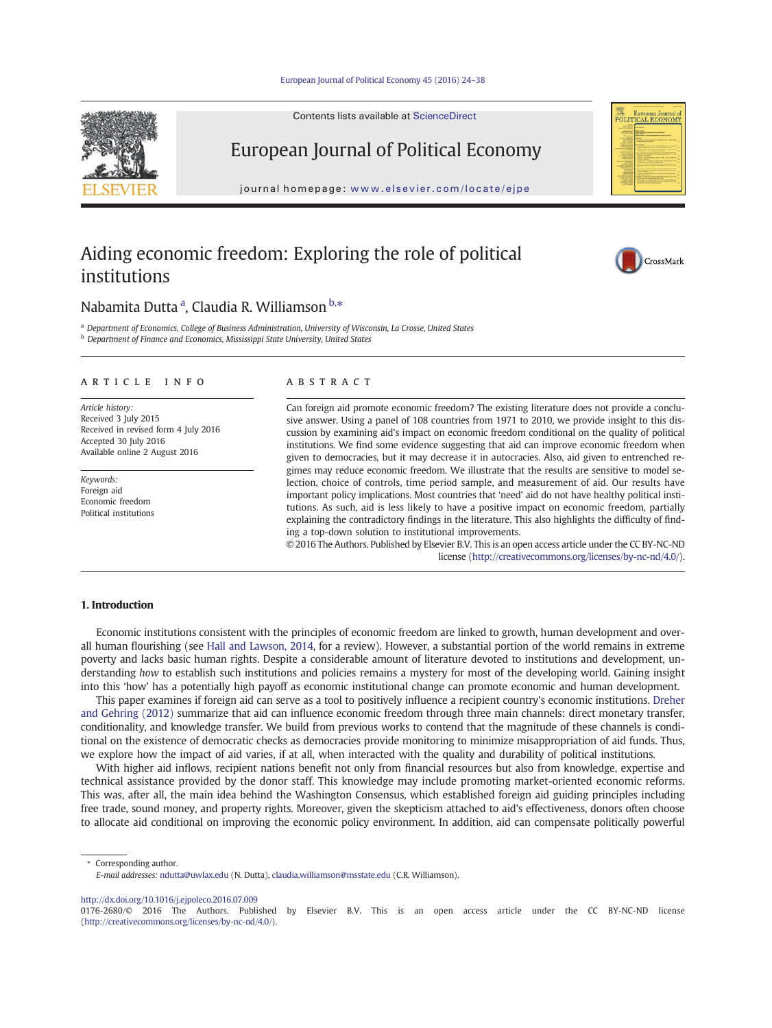# Aiding economic freedom: Exploring the role of political institutions

Nabamita Dutta [a], Claudia R. Williamson [b,*]

[a] Department of Economics, College of Business Administration, University of Wisconsin, La Crosse, United States
[b] Department of Finance and Economics, Mississippi State University, United States

## ARTICLE INFO

*Article history:*
Received 3 July 2015
Received in revised form 4 July 2016
Accepted 30 July 2016
Available online 2 August 2016

*Keywords:*
Foreign aid
Economic freedom
Political institutions

## ABSTRACT

Can foreign aid promote economic freedom? The existing literature does not provide a conclusive answer. Using a panel of 108 countries from 1971 to 2010, we provide insight to this discussion by examining aid's impact on economic freedom conditional on the quality of political institutions. We find some evidence suggesting that aid can improve economic freedom when given to democracies, but it may decrease it in autocracies. Also, aid given to entrenched regimes may reduce economic freedom. We illustrate that the results are sensitive to model selection, choice of controls, time period sample, and measurement of aid. Our results have important policy implications. Most countries that 'need' aid do not have healthy political institutions. As such, aid is less likely to have a positive impact on economic freedom, partially explaining the contradictory findings in the literature. This also highlights the difficulty of finding a top-down solution to institutional improvements.

© 2016 The Authors. Published by Elsevier B.V. This is an open access article under the CC BY-NC-ND license (http://creativecommons.org/licenses/by-nc-nd/4.0/).

## 1. Introduction

Economic institutions consistent with the principles of economic freedom are linked to growth, human development and overall human flourishing (see Hall and Lawson, 2014, for a review). However, a substantial portion of the world remains in extreme poverty and lacks basic human rights. Despite a considerable amount of literature devoted to institutions and development, understanding *how* to establish such institutions and policies remains a mystery for most of the developing world. Gaining insight into this 'how' has a potentially high payoff as economic institutional change can promote economic and human development.

This paper examines if foreign aid can serve as a tool to positively influence a recipient country's economic institutions. Dreher and Gehring (2012) summarize that aid can influence economic freedom through three main channels: direct monetary transfer, conditionality, and knowledge transfer. We build from previous works to contend that the magnitude of these channels is conditional on the existence of democratic checks as democracies provide monitoring to minimize misappropriation of aid funds. Thus, we explore how the impact of aid varies, if at all, when interacted with the quality and durability of political institutions.

With higher aid inflows, recipient nations benefit not only from financial resources but also from knowledge, expertise and technical assistance provided by the donor staff. This knowledge may include promoting market-oriented economic reforms. This was, after all, the main idea behind the Washington Consensus, which established foreign aid guiding principles including free trade, sound money, and property rights. Moreover, given the skepticism attached to aid's effectiveness, donors often choose to allocate aid conditional on improving the economic policy environment. In addition, aid can compensate politically powerful

* Corresponding author.
*E-mail addresses:* ndutta@uwlax.edu (N. Dutta), claudia.williamson@msstate.edu (C.R. Williamson).

http://dx.doi.org/10.1016/j.ejpoleco.2016.07.009
0176-2680/© 2016 The Authors. Published by Elsevier B.V. This is an open access article under the CC BY-NC-ND license (http://creativecommons.org/licenses/by-nc-nd/4.0/).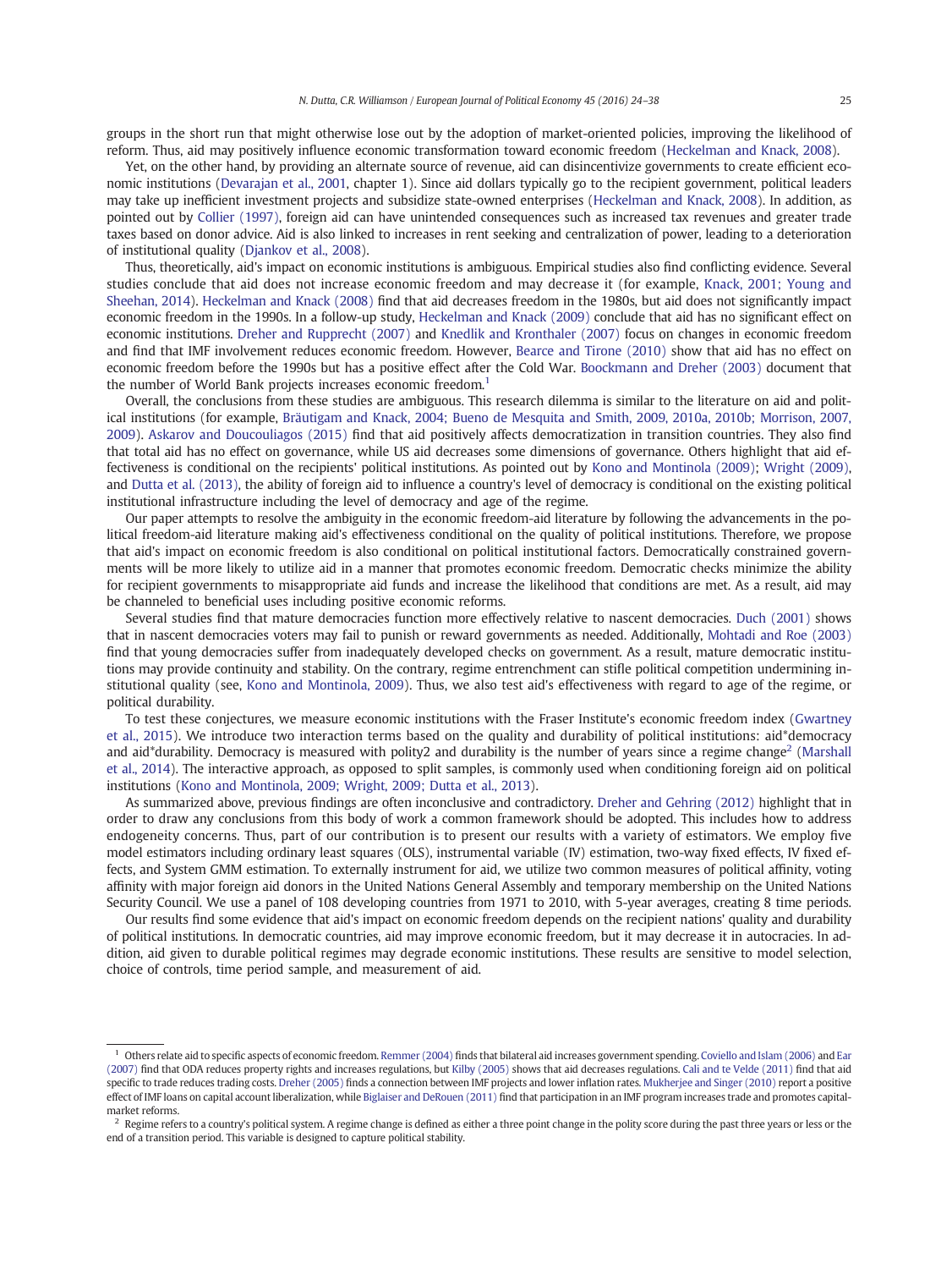groups in the short run that might otherwise lose out by the adoption of market-oriented policies, improving the likelihood of reform. Thus, aid may positively influence economic transformation toward economic freedom (Heckelman and Knack, 2008).

Yet, on the other hand, by providing an alternate source of revenue, aid can disincentivize governments to create efficient economic institutions (Devarajan et al., 2001, chapter 1). Since aid dollars typically go to the recipient government, political leaders may take up inefficient investment projects and subsidize state-owned enterprises (Heckelman and Knack, 2008). In addition, as pointed out by Collier (1997), foreign aid can have unintended consequences such as increased tax revenues and greater trade taxes based on donor advice. Aid is also linked to increases in rent seeking and centralization of power, leading to a deterioration of institutional quality (Djankov et al., 2008).

Thus, theoretically, aid's impact on economic institutions is ambiguous. Empirical studies also find conflicting evidence. Several studies conclude that aid does not increase economic freedom and may decrease it (for example, Knack, 2001; Young and Sheehan, 2014). Heckelman and Knack (2008) find that aid decreases freedom in the 1980s, but aid does not significantly impact economic freedom in the 1990s. In a follow-up study, Heckelman and Knack (2009) conclude that aid has no significant effect on economic institutions. Dreher and Rupprecht (2007) and Knedlik and Kronthaler (2007) focus on changes in economic freedom and find that IMF involvement reduces economic freedom. However, Bearce and Tirone (2010) show that aid has no effect on economic freedom before the 1990s but has a positive effect after the Cold War. Boockmann and Dreher (2003) document that the number of World Bank projects increases economic freedom.[1]

Overall, the conclusions from these studies are ambiguous. This research dilemma is similar to the literature on aid and political institutions (for example, Bräutigam and Knack, 2004; Bueno de Mesquita and Smith, 2009, 2010a, 2010b; Morrison, 2007, 2009). Askarov and Doucouliagos (2015) find that aid positively affects democratization in transition countries. They also find that total aid has no effect on governance, while US aid decreases some dimensions of governance. Others highlight that aid effectiveness is conditional on the recipients' political institutions. As pointed out by Kono and Montinola (2009); Wright (2009), and Dutta et al. (2013), the ability of foreign aid to influence a country's level of democracy is conditional on the existing political institutional infrastructure including the level of democracy and age of the regime.

Our paper attempts to resolve the ambiguity in the economic freedom-aid literature by following the advancements in the political freedom-aid literature making aid's effectiveness conditional on the quality of political institutions. Therefore, we propose that aid's impact on economic freedom is also conditional on political institutional factors. Democratically constrained governments will be more likely to utilize aid in a manner that promotes economic freedom. Democratic checks minimize the ability for recipient governments to misappropriate aid funds and increase the likelihood that conditions are met. As a result, aid may be channeled to beneficial uses including positive economic reforms.

Several studies find that mature democracies function more effectively relative to nascent democracies. Duch (2001) shows that in nascent democracies voters may fail to punish or reward governments as needed. Additionally, Mohtadi and Roe (2003) find that young democracies suffer from inadequately developed checks on government. As a result, mature democratic institutions may provide continuity and stability. On the contrary, regime entrenchment can stifle political competition undermining institutional quality (see, Kono and Montinola, 2009). Thus, we also test aid's effectiveness with regard to age of the regime, or political durability.

To test these conjectures, we measure economic institutions with the Fraser Institute's economic freedom index (Gwartney et al., 2015). We introduce two interaction terms based on the quality and durability of political institutions: aid*democracy and aid*durability. Democracy is measured with polity2 and durability is the number of years since a regime change[2] (Marshall et al., 2014). The interactive approach, as opposed to split samples, is commonly used when conditioning foreign aid on political institutions (Kono and Montinola, 2009; Wright, 2009; Dutta et al., 2013).

As summarized above, previous findings are often inconclusive and contradictory. Dreher and Gehring (2012) highlight that in order to draw any conclusions from this body of work a common framework should be adopted. This includes how to address endogeneity concerns. Thus, part of our contribution is to present our results with a variety of estimators. We employ five model estimators including ordinary least squares (OLS), instrumental variable (IV) estimation, two-way fixed effects, IV fixed effects, and System GMM estimation. To externally instrument for aid, we utilize two common measures of political affinity, voting affinity with major foreign aid donors in the United Nations General Assembly and temporary membership on the United Nations Security Council. We use a panel of 108 developing countries from 1971 to 2010, with 5-year averages, creating 8 time periods.

Our results find some evidence that aid's impact on economic freedom depends on the recipient nations' quality and durability of political institutions. In democratic countries, aid may improve economic freedom, but it may decrease it in autocracies. In addition, aid given to durable political regimes may degrade economic institutions. These results are sensitive to model selection, choice of controls, time period sample, and measurement of aid.

---

[1] Others relate aid to specific aspects of economic freedom. Remmer (2004) finds that bilateral aid increases government spending. Coviello and Islam (2006) and Ear (2007) find that ODA reduces property rights and increases regulations, but Kilby (2005) shows that aid decreases regulations. Cali and te Velde (2011) find that aid specific to trade reduces trading costs. Dreher (2005) finds a connection between IMF projects and lower inflation rates. Mukherjee and Singer (2010) report a positive effect of IMF loans on capital account liberalization, while Biglaiser and DeRouen (2011) find that participation in an IMF program increases trade and promotes capital-market reforms.

[2] Regime refers to a country's political system. A regime change is defined as either a three point change in the polity score during the past three years or less or the end of a transition period. This variable is designed to capture political stability.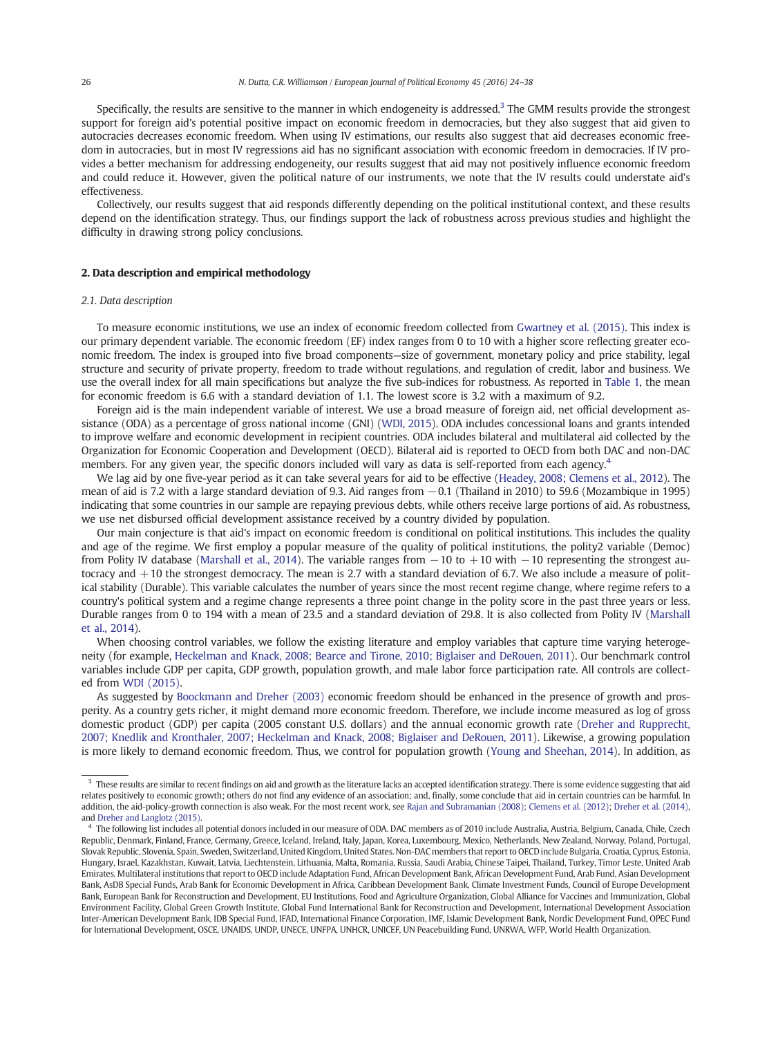Specifically, the results are sensitive to the manner in which endogeneity is addressed.[3] The GMM results provide the strongest support for foreign aid's potential positive impact on economic freedom in democracies, but they also suggest that aid given to autocracies decreases economic freedom. When using IV estimations, our results also suggest that aid decreases economic freedom in autocracies, but in most IV regressions aid has no significant association with economic freedom in democracies. If IV provides a better mechanism for addressing endogeneity, our results suggest that aid may not positively influence economic freedom and could reduce it. However, given the political nature of our instruments, we note that the IV results could understate aid's effectiveness.

Collectively, our results suggest that aid responds differently depending on the political institutional context, and these results depend on the identification strategy. Thus, our findings support the lack of robustness across previous studies and highlight the difficulty in drawing strong policy conclusions.

## 2. Data description and empirical methodology

### 2.1. Data description

To measure economic institutions, we use an index of economic freedom collected from Gwartney et al. (2015). This index is our primary dependent variable. The economic freedom (EF) index ranges from 0 to 10 with a higher score reflecting greater economic freedom. The index is grouped into five broad components—size of government, monetary policy and price stability, legal structure and security of private property, freedom to trade without regulations, and regulation of credit, labor and business. We use the overall index for all main specifications but analyze the five sub-indices for robustness. As reported in Table 1, the mean for economic freedom is 6.6 with a standard deviation of 1.1. The lowest score is 3.2 with a maximum of 9.2.

Foreign aid is the main independent variable of interest. We use a broad measure of foreign aid, net official development assistance (ODA) as a percentage of gross national income (GNI) (WDI, 2015). ODA includes concessional loans and grants intended to improve welfare and economic development in recipient countries. ODA includes bilateral and multilateral aid collected by the Organization for Economic Cooperation and Development (OECD). Bilateral aid is reported to OECD from both DAC and non-DAC members. For any given year, the specific donors included will vary as data is self-reported from each agency.[4]

We lag aid by one five-year period as it can take several years for aid to be effective (Headey, 2008; Clemens et al., 2012). The mean of aid is 7.2 with a large standard deviation of 9.3. Aid ranges from −0.1 (Thailand in 2010) to 59.6 (Mozambique in 1995) indicating that some countries in our sample are repaying previous debts, while others receive large portions of aid. As robustness, we use net disbursed official development assistance received by a country divided by population.

Our main conjecture is that aid's impact on economic freedom is conditional on political institutions. This includes the quality and age of the regime. We first employ a popular measure of the quality of political institutions, the polity2 variable (Democ) from Polity IV database (Marshall et al., 2014). The variable ranges from −10 to +10 with −10 representing the strongest autocracy and +10 the strongest democracy. The mean is 2.7 with a standard deviation of 6.7. We also include a measure of political stability (Durable). This variable calculates the number of years since the most recent regime change, where regime refers to a country's political system and a regime change represents a three point change in the polity score in the past three years or less. Durable ranges from 0 to 194 with a mean of 23.5 and a standard deviation of 29.8. It is also collected from Polity IV (Marshall et al., 2014).

When choosing control variables, we follow the existing literature and employ variables that capture time varying heterogeneity (for example, Heckelman and Knack, 2008; Bearce and Tirone, 2010; Biglaiser and DeRouen, 2011). Our benchmark control variables include GDP per capita, GDP growth, population growth, and male labor force participation rate. All controls are collected from WDI (2015).

As suggested by Boockmann and Dreher (2003) economic freedom should be enhanced in the presence of growth and prosperity. As a country gets richer, it might demand more economic freedom. Therefore, we include income measured as log of gross domestic product (GDP) per capita (2005 constant U.S. dollars) and the annual economic growth rate (Dreher and Rupprecht, 2007; Knedlik and Kronthaler, 2007; Heckelman and Knack, 2008; Biglaiser and DeRouen, 2011). Likewise, a growing population is more likely to demand economic freedom. Thus, we control for population growth (Young and Sheehan, 2014). In addition, as

[3] These results are similar to recent findings on aid and growth as the literature lacks an accepted identification strategy. There is some evidence suggesting that aid relates positively to economic growth; others do not find any evidence of an association; and, finally, some conclude that aid in certain countries can be harmful. In addition, the aid-policy-growth connection is also weak. For the most recent work, see Rajan and Subramanian (2008); Clemens et al. (2012); Dreher et al. (2014), and Dreher and Langlotz (2015).

[4] The following list includes all potential donors included in our measure of ODA. DAC members as of 2010 include Australia, Austria, Belgium, Canada, Chile, Czech Republic, Denmark, Finland, France, Germany, Greece, Iceland, Ireland, Italy, Japan, Korea, Luxembourg, Mexico, Netherlands, New Zealand, Norway, Poland, Portugal, Slovak Republic, Slovenia, Spain, Sweden, Switzerland, United Kingdom, United States. Non-DAC members that report to OECD include Bulgaria, Croatia, Cyprus, Estonia, Hungary, Israel, Kazakhstan, Kuwait, Latvia, Liechtenstein, Lithuania, Malta, Romania, Russia, Saudi Arabia, Chinese Taipei, Thailand, Turkey, Timor Leste, United Arab Emirates. Multilateral institutions that report to OECD include Adaptation Fund, African Development Bank, African Development Fund, Arab Fund, Asian Development Bank, AsDB Special Funds, Arab Bank for Economic Development in Africa, Caribbean Development Bank, Climate Investment Funds, Council of Europe Development Bank, European Bank for Reconstruction and Development, EU Institutions, Food and Agriculture Organization, Global Alliance for Vaccines and Immunization, Global Environment Facility, Global Green Growth Institute, Global Fund International Bank for Reconstruction and Development, International Development Association Inter-American Development Bank, IDB Special Fund, IFAD, International Finance Corporation, IMF, Islamic Development Bank, Nordic Development Fund, OPEC Fund for International Development, OSCE, UNAIDS, UNDP, UNECE, UNFPA, UNHCR, UNICEF, UN Peacebuilding Fund, UNRWA, WFP, World Health Organization.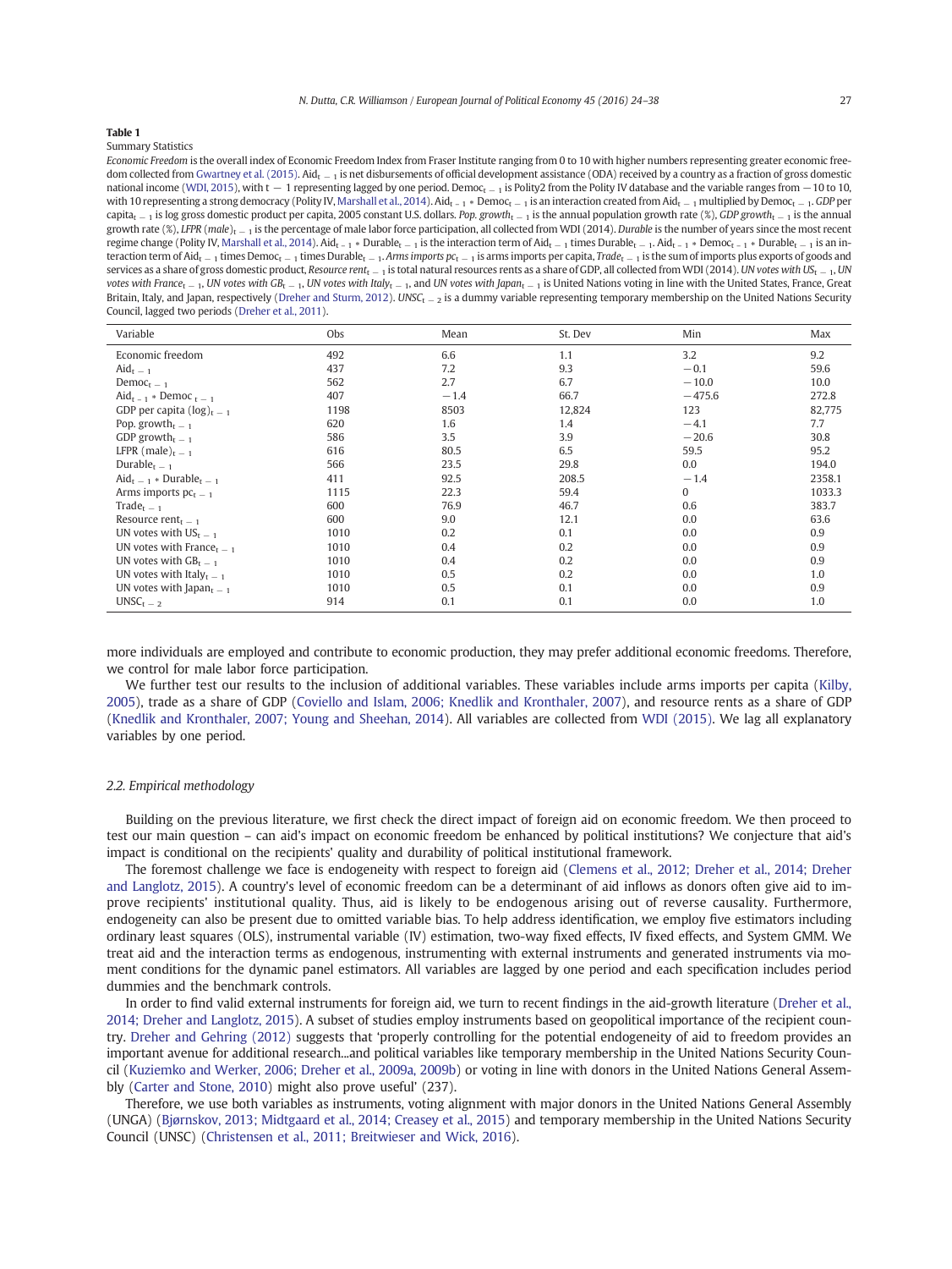**Table 1**

Summary Statistics

*Economic Freedom* is the overall index of Economic Freedom Index from Fraser Institute ranging from 0 to 10 with higher numbers representing greater economic freedom collected from Gwartney et al. (2015). $Aid_{t-1}$ is net disbursements of official development assistance (ODA) received by a country as a fraction of gross domestic national income (WDI, 2015), with t − 1 representing lagged by one period. $Democ_{t-1}$ is Polity2 from the Polity IV database and the variable ranges from −10 to 10, with 10 representing a strong democracy (Polity IV, Marshall et al., 2014). $Aid_{t-1} * Democ_{t-1}$ is an interaction created from $Aid_{t-1}$ multiplied by $Democ_{t-1}$. *GDP* per $capita_{t-1}$ is log gross domestic product per capita, 2005 constant U.S. dollars. *Pop. growth*$_{t-1}$ is the annual population growth rate (%), *GDP growth*$_{t-1}$ is the annual growth rate (%), *LFPR (male)*$_{t-1}$ is the percentage of male labor force participation, all collected from WDI (2014). *Durable* is the number of years since the most recent regime change (Polity IV, Marshall et al., 2014). $Aid_{t-1} * Durable_{t-1}$ is the interaction term of $Aid_{t-1}$ times $Durable_{t-1}$. $Aid_{t-1} * Democ_{t-1} * Durable_{t-1}$ is an interaction term of $Aid_{t-1}$ times $Democ_{t-1}$ times $Durable_{t-1}$. *Arms imports pc*$_{t-1}$ is arms imports per capita, $Trade_{t-1}$ is the sum of imports plus exports of goods and services as a share of gross domestic product, *Resource rent*$_{t-1}$ is total natural resources rents as a share of GDP, all collected from WDI (2014). *UN votes with US*$_{t-1}$, *UN votes with France*$_{t-1}$, *UN votes with GB*$_{t-1}$, *UN votes with Italy*$_{t-1}$, and *UN votes with Japan*$_{t-1}$ is United Nations voting in line with the United States, France, Great Britain, Italy, and Japan, respectively (Dreher and Sturm, 2012). $UNSC_{t-2}$ is a dummy variable representing temporary membership on the United Nations Security Council, lagged two periods (Dreher et al., 2011).

| Variable | Obs | Mean | St. Dev | Min | Max |
|---|---|---|---|---|---|
| Economic freedom | 492 | 6.6 | 1.1 | 3.2 | 9.2 |
| $Aid_{t-1}$ | 437 | 7.2 | 9.3 | −0.1 | 59.6 |
| $Democ_{t-1}$ | 562 | 2.7 | 6.7 | −10.0 | 10.0 |
| $Aid_{t-1} * Democ_{t-1}$ | 407 | −1.4 | 66.7 | −475.6 | 272.8 |
| GDP per capita $(\log)_{t-1}$ | 1198 | 8503 | 12,824 | 123 | 82,775 |
| Pop. $growth_{t-1}$ | 620 | 1.6 | 1.4 | −4.1 | 7.7 |
| GDP $growth_{t-1}$ | 586 | 3.5 | 3.9 | −20.6 | 30.8 |
| LFPR $(male)_{t-1}$ | 616 | 80.5 | 6.5 | 59.5 | 95.2 |
| $Durable_{t-1}$ | 566 | 23.5 | 29.8 | 0.0 | 194.0 |
| $Aid_{t-1} * Durable_{t-1}$ | 411 | 92.5 | 208.5 | −1.4 | 2358.1 |
| Arms imports $pc_{t-1}$ | 1115 | 22.3 | 59.4 | 0 | 1033.3 |
| $Trade_{t-1}$ | 600 | 76.9 | 46.7 | 0.6 | 383.7 |
| Resource $rent_{t-1}$ | 600 | 9.0 | 12.1 | 0.0 | 63.6 |
| UN votes with $US_{t-1}$ | 1010 | 0.2 | 0.1 | 0.0 | 0.9 |
| UN votes with $France_{t-1}$ | 1010 | 0.4 | 0.2 | 0.0 | 0.9 |
| UN votes with $GB_{t-1}$ | 1010 | 0.4 | 0.2 | 0.0 | 0.9 |
| UN votes with $Italy_{t-1}$ | 1010 | 0.5 | 0.2 | 0.0 | 1.0 |
| UN votes with $Japan_{t-1}$ | 1010 | 0.5 | 0.1 | 0.0 | 0.9 |
| $UNSC_{t-2}$ | 914 | 0.1 | 0.1 | 0.0 | 1.0 |

more individuals are employed and contribute to economic production, they may prefer additional economic freedoms. Therefore, we control for male labor force participation.

We further test our results to the inclusion of additional variables. These variables include arms imports per capita (Kilby, 2005), trade as a share of GDP (Coviello and Islam, 2006; Knedlik and Kronthaler, 2007), and resource rents as a share of GDP (Knedlik and Kronthaler, 2007; Young and Sheehan, 2014). All variables are collected from WDI (2015). We lag all explanatory variables by one period.

### 2.2. Empirical methodology

Building on the previous literature, we first check the direct impact of foreign aid on economic freedom. We then proceed to test our main question – can aid's impact on economic freedom be enhanced by political institutions? We conjecture that aid's impact is conditional on the recipients' quality and durability of political institutional framework.

The foremost challenge we face is endogeneity with respect to foreign aid (Clemens et al., 2012; Dreher et al., 2014; Dreher and Langlotz, 2015). A country's level of economic freedom can be a determinant of aid inflows as donors often give aid to improve recipients' institutional quality. Thus, aid is likely to be endogenous arising out of reverse causality. Furthermore, endogeneity can also be present due to omitted variable bias. To help address identification, we employ five estimators including ordinary least squares (OLS), instrumental variable (IV) estimation, two-way fixed effects, IV fixed effects, and System GMM. We treat aid and the interaction terms as endogenous, instrumenting with external instruments and generated instruments via moment conditions for the dynamic panel estimators. All variables are lagged by one period and each specification includes period dummies and the benchmark controls.

In order to find valid external instruments for foreign aid, we turn to recent findings in the aid-growth literature (Dreher et al., 2014; Dreher and Langlotz, 2015). A subset of studies employ instruments based on geopolitical importance of the recipient country. Dreher and Gehring (2012) suggests that 'properly controlling for the potential endogeneity of aid to freedom provides an important avenue for additional research…and political variables like temporary membership in the United Nations Security Council (Kuziemko and Werker, 2006; Dreher et al., 2009a, 2009b) or voting in line with donors in the United Nations General Assembly (Carter and Stone, 2010) might also prove useful' (237).

Therefore, we use both variables as instruments, voting alignment with major donors in the United Nations General Assembly (UNGA) (Bjørnskov, 2013; Midtgaard et al., 2014; Creasey et al., 2015) and temporary membership in the United Nations Security Council (UNSC) (Christensen et al., 2011; Breitwieser and Wick, 2016).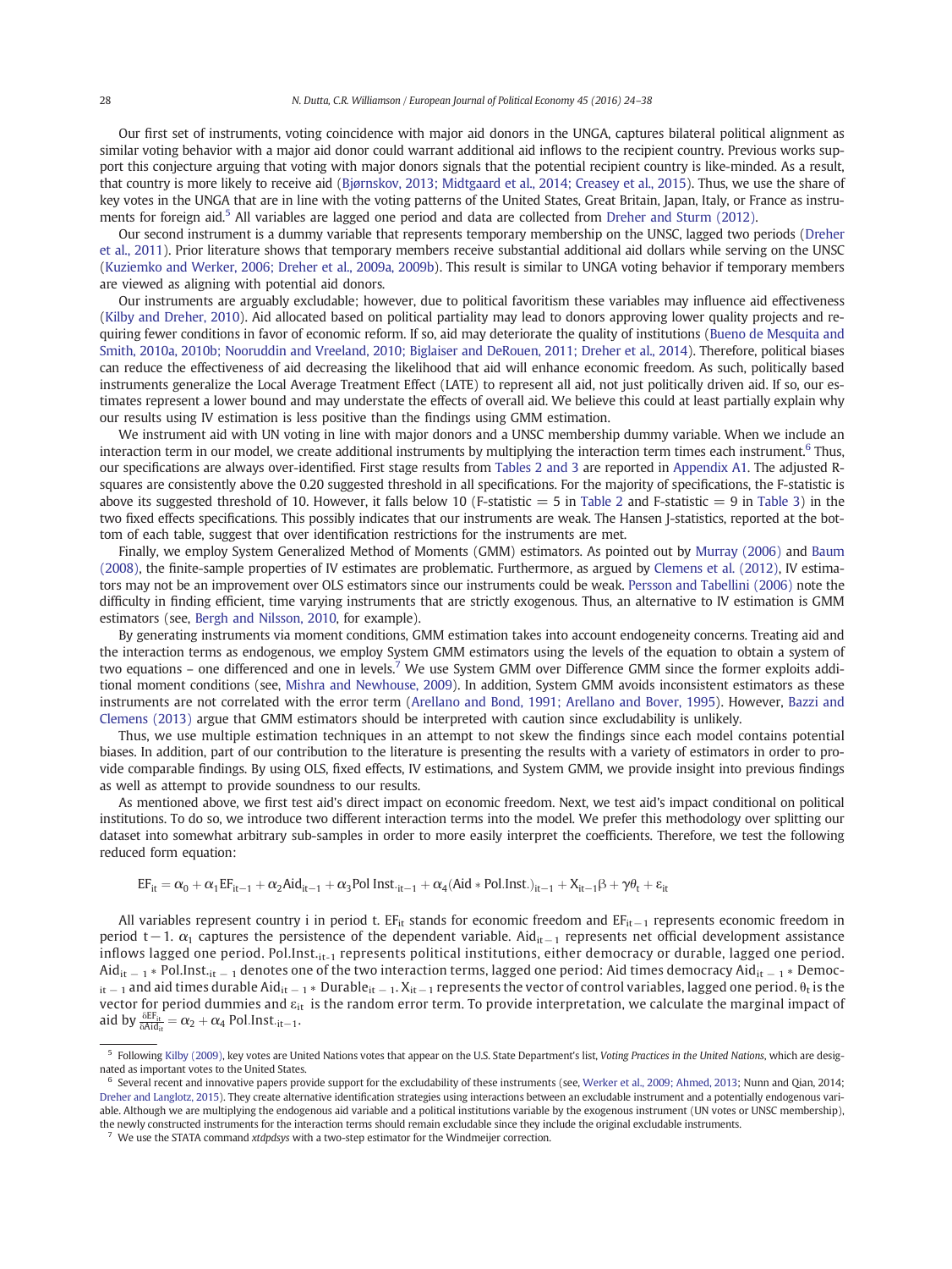Our first set of instruments, voting coincidence with major aid donors in the UNGA, captures bilateral political alignment as similar voting behavior with a major aid donor could warrant additional aid inflows to the recipient country. Previous works support this conjecture arguing that voting with major donors signals that the potential recipient country is like-minded. As a result, that country is more likely to receive aid (Bjørnskov, 2013; Midtgaard et al., 2014; Creasey et al., 2015). Thus, we use the share of key votes in the UNGA that are in line with the voting patterns of the United States, Great Britain, Japan, Italy, or France as instruments for foreign aid.[5] All variables are lagged one period and data are collected from Dreher and Sturm (2012).

Our second instrument is a dummy variable that represents temporary membership on the UNSC, lagged two periods (Dreher et al., 2011). Prior literature shows that temporary members receive substantial additional aid dollars while serving on the UNSC (Kuziemko and Werker, 2006; Dreher et al., 2009a, 2009b). This result is similar to UNGA voting behavior if temporary members are viewed as aligning with potential aid donors.

Our instruments are arguably excludable; however, due to political favoritism these variables may influence aid effectiveness (Kilby and Dreher, 2010). Aid allocated based on political partiality may lead to donors approving lower quality projects and requiring fewer conditions in favor of economic reform. If so, aid may deteriorate the quality of institutions (Bueno de Mesquita and Smith, 2010a, 2010b; Nooruddin and Vreeland, 2010; Biglaiser and DeRouen, 2011; Dreher et al., 2014). Therefore, political biases can reduce the effectiveness of aid decreasing the likelihood that aid will enhance economic freedom. As such, politically based instruments generalize the Local Average Treatment Effect (LATE) to represent all aid, not just politically driven aid. If so, our estimates represent a lower bound and may understate the effects of overall aid. We believe this could at least partially explain why our results using IV estimation is less positive than the findings using GMM estimation.

We instrument aid with UN voting in line with major donors and a UNSC membership dummy variable. When we include an interaction term in our model, we create additional instruments by multiplying the interaction term times each instrument.[6] Thus, our specifications are always over-identified. First stage results from Tables 2 and 3 are reported in Appendix A1. The adjusted R-squares are consistently above the 0.20 suggested threshold in all specifications. For the majority of specifications, the F-statistic is above its suggested threshold of 10. However, it falls below 10 (F-statistic = 5 in Table 2 and F-statistic = 9 in Table 3) in the two fixed effects specifications. This possibly indicates that our instruments are weak. The Hansen J-statistics, reported at the bottom of each table, suggest that over identification restrictions for the instruments are met.

Finally, we employ System Generalized Method of Moments (GMM) estimators. As pointed out by Murray (2006) and Baum (2008), the finite-sample properties of IV estimates are problematic. Furthermore, as argued by Clemens et al. (2012), IV estimators may not be an improvement over OLS estimators since our instruments could be weak. Persson and Tabellini (2006) note the difficulty in finding efficient, time varying instruments that are strictly exogenous. Thus, an alternative to IV estimation is GMM estimators (see, Bergh and Nilsson, 2010, for example).

By generating instruments via moment conditions, GMM estimation takes into account endogeneity concerns. Treating aid and the interaction terms as endogenous, we employ System GMM estimators using the levels of the equation to obtain a system of two equations – one differenced and one in levels.[7] We use System GMM over Difference GMM since the former exploits additional moment conditions (see, Mishra and Newhouse, 2009). In addition, System GMM avoids inconsistent estimators as these instruments are not correlated with the error term (Arellano and Bond, 1991; Arellano and Bover, 1995). However, Bazzi and Clemens (2013) argue that GMM estimators should be interpreted with caution since excludability is unlikely.

Thus, we use multiple estimation techniques in an attempt to not skew the findings since each model contains potential biases. In addition, part of our contribution to the literature is presenting the results with a variety of estimators in order to provide comparable findings. By using OLS, fixed effects, IV estimations, and System GMM, we provide insight into previous findings as well as attempt to provide soundness to our results.

As mentioned above, we first test aid's direct impact on economic freedom. Next, we test aid's impact conditional on political institutions. To do so, we introduce two different interaction terms into the model. We prefer this methodology over splitting our dataset into somewhat arbitrary sub-samples in order to more easily interpret the coefficients. Therefore, we test the following reduced form equation:

$$EF_{it} = \alpha_0 + \alpha_1 EF_{it-1} + \alpha_2 Aid_{it-1} + \alpha_3 Pol\ Inst._{it-1} + \alpha_4 (Aid * Pol.Inst.)_{it-1} + X_{it-1}\beta + \gamma\theta_t + \varepsilon_{it}$$

All variables represent country i in period t. $EF_{it}$ stands for economic freedom and $EF_{it-1}$ represents economic freedom in period $t-1$. $\alpha_1$ captures the persistence of the dependent variable. $Aid_{it-1}$ represents net official development assistance inflows lagged one period. $Pol.Inst._{it-1}$ represents political institutions, either democracy or durable, lagged one period. $Aid_{it-1} * Pol.Inst._{it-1}$ denotes one of the two interaction terms, lagged one period: Aid times democracy $Aid_{it-1} * Democ_{it-1}$ and aid times durable $Aid_{it-1} * Durable_{it-1}$. $X_{it-1}$ represents the vector of control variables, lagged one period. $\theta_t$ is the vector for period dummies and $\varepsilon_{it}$ is the random error term. To provide interpretation, we calculate the marginal impact of aid by $\frac{\delta EF_{it}}{\delta Aid_{it}} = \alpha_2 + \alpha_4\ Pol.Inst._{it-1}$.

---

[5] Following Kilby (2009), key votes are United Nations votes that appear on the U.S. State Department's list, *Voting Practices in the United Nations*, which are designated as important votes to the United States.

[6] Several recent and innovative papers provide support for the excludability of these instruments (see, Werker et al., 2009; Ahmed, 2013; Nunn and Qian, 2014; Dreher and Langlotz, 2015). They create alternative identification strategies using interactions between an excludable instrument and a potentially endogenous variable. Although we are multiplying the endogenous aid variable and a political institutions variable by the exogenous instrument (UN votes or UNSC membership), the newly constructed instruments for the interaction terms should remain excludable since they include the original excludable instruments.

[7] We use the STATA command *xtdpdsys* with a two-step estimator for the Windmeijer correction.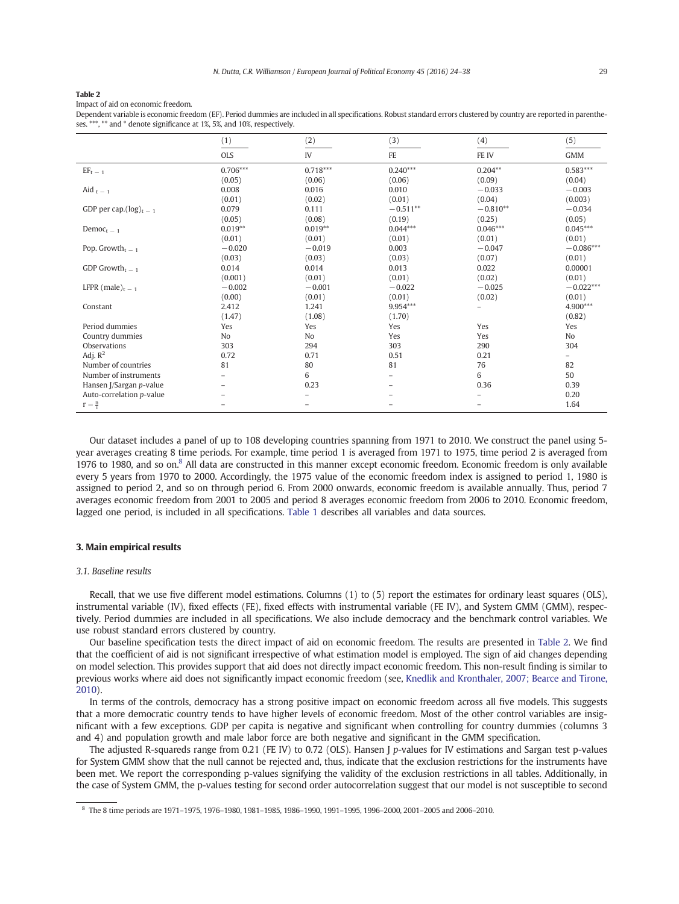**Table 2**

Impact of aid on economic freedom.

Dependent variable is economic freedom (EF). Period dummies are included in all specifications. Robust standard errors clustered by country are reported in parentheses. ***, ** and * denote significance at 1%, 5%, and 10%, respectively.

| | (1) | (2) | (3) | (4) | (5) |
|---|---|---|---|---|---|
| | OLS | IV | FE | FE IV | GMM |
| $EF_{t-1}$ | 0.706*** | 0.718*** | 0.240*** | 0.204** | 0.583*** |
| | (0.05) | (0.06) | (0.06) | (0.09) | (0.04) |
| $Aid_{t-1}$ | 0.008 | 0.016 | 0.010 | −0.033 | −0.003 |
| | (0.01) | (0.02) | (0.01) | (0.04) | (0.003) |
| GDP per cap.$(\log)_{t-1}$ | 0.079 | 0.111 | −0.511** | −0.810** | −0.034 |
| | (0.05) | (0.08) | (0.19) | (0.25) | (0.05) |
| $Democ_{t-1}$ | 0.019** | 0.019** | 0.044*** | 0.046*** | 0.045*** |
| | (0.01) | (0.01) | (0.01) | (0.01) | (0.01) |
| Pop. $Growth_{t-1}$ | −0.020 | −0.019 | 0.003 | −0.047 | −0.086*** |
| | (0.03) | (0.03) | (0.03) | (0.07) | (0.01) |
| GDP $Growth_{t-1}$ | 0.014 | 0.014 | 0.013 | 0.022 | 0.00001 |
| | (0.001) | (0.01) | (0.01) | (0.02) | (0.01) |
| LFPR $(male)_{t-1}$ | −0.002 | −0.001 | −0.022 | −0.025 | −0.022*** |
| | (0.00) | (0.01) | (0.01) | (0.02) | (0.01) |
| Constant | 2.412 | 1.241 | 9.954*** | – | 4.900*** |
| | (1.47) | (1.08) | (1.70) | | (0.82) |
| Period dummies | Yes | Yes | Yes | Yes | Yes |
| Country dummies | No | No | Yes | Yes | No |
| Observations | 303 | 294 | 303 | 290 | 304 |
| Adj. $R^2$ | 0.72 | 0.71 | 0.51 | 0.21 | – |
| Number of countries | 81 | 80 | 81 | 76 | 82 |
| Number of instruments | – | 6 | – | 6 | 50 |
| Hansen J/Sargan *p*-value | – | 0.23 | – | 0.36 | 0.39 |
| Auto-correlation *p*-value | – | – | – | – | 0.20 |
| $r = \frac{n}{i}$ | – | – | – | – | 1.64 |

Our dataset includes a panel of up to 108 developing countries spanning from 1971 to 2010. We construct the panel using 5-year averages creating 8 time periods. For example, time period 1 is averaged from 1971 to 1975, time period 2 is averaged from 1976 to 1980, and so on.[8] All data are constructed in this manner except economic freedom. Economic freedom is only available every 5 years from 1970 to 2000. Accordingly, the 1975 value of the economic freedom index is assigned to period 1, 1980 is assigned to period 2, and so on through period 6. From 2000 onwards, economic freedom is available annually. Thus, period 7 averages economic freedom from 2001 to 2005 and period 8 averages economic freedom from 2006 to 2010. Economic freedom, lagged one period, is included in all specifications. Table 1 describes all variables and data sources.

## 3. Main empirical results

### 3.1. Baseline results

Recall, that we use five different model estimations. Columns (1) to (5) report the estimates for ordinary least squares (OLS), instrumental variable (IV), fixed effects (FE), fixed effects with instrumental variable (FE IV), and System GMM (GMM), respectively. Period dummies are included in all specifications. We also include democracy and the benchmark control variables. We use robust standard errors clustered by country.

Our baseline specification tests the direct impact of aid on economic freedom. The results are presented in Table 2. We find that the coefficient of aid is not significant irrespective of what estimation model is employed. The sign of aid changes depending on model selection. This provides support that aid does not directly impact economic freedom. This non-result finding is similar to previous works where aid does not significantly impact economic freedom (see, Knedlik and Kronthaler, 2007; Bearce and Tirone, 2010).

In terms of the controls, democracy has a strong positive impact on economic freedom across all five models. This suggests that a more democratic country tends to have higher levels of economic freedom. Most of the other control variables are insignificant with a few exceptions. GDP per capita is negative and significant when controlling for country dummies (columns 3 and 4) and population growth and male labor force are both negative and significant in the GMM specification.

The adjusted R-squareds range from 0.21 (FE IV) to 0.72 (OLS). Hansen J *p*-values for IV estimations and Sargan test p-values for System GMM show that the null cannot be rejected and, thus, indicate that the exclusion restrictions for the instruments have been met. We report the corresponding p-values signifying the validity of the exclusion restrictions in all tables. Additionally, in the case of System GMM, the p-values testing for second order autocorrelation suggest that our model is not susceptible to second

[8] The 8 time periods are 1971–1975, 1976–1980, 1981–1985, 1986–1990, 1991–1995, 1996–2000, 2001–2005 and 2006–2010.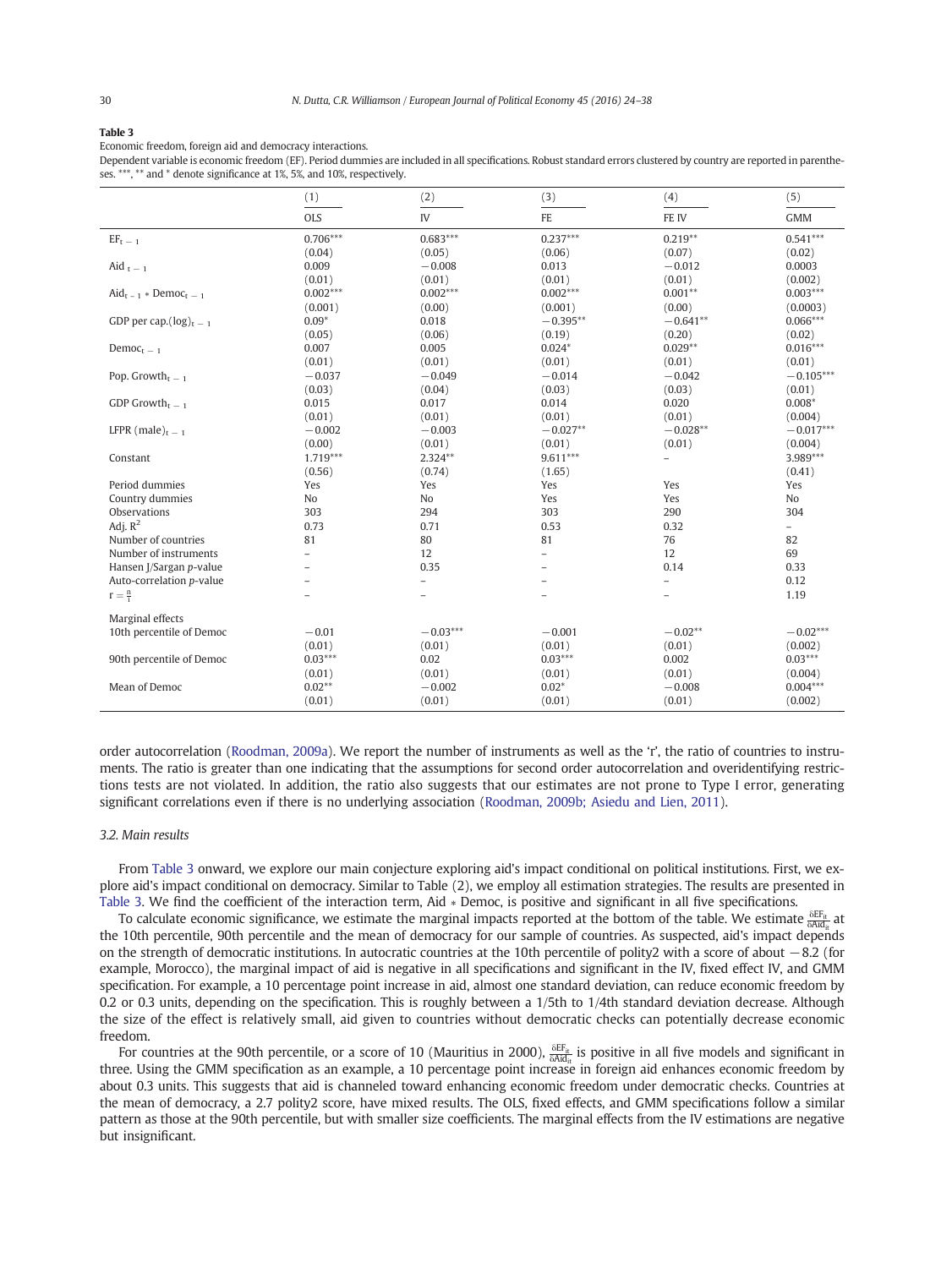**Table 3**

Economic freedom, foreign aid and democracy interactions.

Dependent variable is economic freedom (EF). Period dummies are included in all specifications. Robust standard errors clustered by country are reported in parentheses. ***, ** and * denote significance at 1%, 5%, and 10%, respectively.

| | (1) | (2) | (3) | (4) | (5) |
|---|---|---|---|---|---|
| | OLS | IV | FE | FE IV | GMM |
| $EF_{t-1}$ | 0.706*** | 0.683*** | 0.237*** | 0.219** | 0.541*** |
| | (0.04) | (0.05) | (0.06) | (0.07) | (0.02) |
| $Aid_{t-1}$ | 0.009 | −0.008 | 0.013 | −0.012 | 0.0003 |
| | (0.01) | (0.01) | (0.01) | (0.01) | (0.002) |
| $Aid_{t-1} * Democ_{t-1}$ | 0.002*** | 0.002*** | 0.002*** | 0.001** | 0.003*** |
| | (0.001) | (0.00) | (0.001) | (0.00) | (0.0003) |
| GDP per cap.$(log)_{t-1}$ | 0.09* | 0.018 | −0.395** | −0.641** | 0.066*** |
| | (0.05) | (0.06) | (0.19) | (0.20) | (0.02) |
| $Democ_{t-1}$ | 0.007 | 0.005 | 0.024* | 0.029** | 0.016*** |
| | (0.01) | (0.01) | (0.01) | (0.01) | (0.01) |
| Pop. $Growth_{t-1}$ | −0.037 | −0.049 | −0.014 | −0.042 | −0.105*** |
| | (0.03) | (0.04) | (0.03) | (0.03) | (0.01) |
| GDP $Growth_{t-1}$ | 0.015 | 0.017 | 0.014 | 0.020 | 0.008* |
| | (0.01) | (0.01) | (0.01) | (0.01) | (0.004) |
| LFPR $(male)_{t-1}$ | −0.002 | −0.003 | −0.027** | −0.028** | −0.017*** |
| | (0.00) | (0.01) | (0.01) | (0.01) | (0.004) |
| Constant | 1.719*** | 2.324** | 9.611*** | – | 3.989*** |
| | (0.56) | (0.74) | (1.65) | | (0.41) |
| Period dummies | Yes | Yes | Yes | Yes | Yes |
| Country dummies | No | No | Yes | Yes | No |
| Observations | 303 | 294 | 303 | 290 | 304 |
| Adj. $R^2$ | 0.73 | 0.71 | 0.53 | 0.32 | – |
| Number of countries | 81 | 80 | 81 | 76 | 82 |
| Number of instruments | – | 12 | – | 12 | 69 |
| Hansen J/Sargan *p*-value | – | 0.35 | – | 0.14 | 0.33 |
| Auto-correlation *p*-value | – | – | – | – | 0.12 |
| $r = \frac{n}{i}$ | – | – | – | – | 1.19 |
| Marginal effects | | | | | |
| 10th percentile of Democ | −0.01 | −0.03*** | −0.001 | −0.02** | −0.02*** |
| | (0.01) | (0.01) | (0.01) | (0.01) | (0.002) |
| 90th percentile of Democ | 0.03*** | 0.02 | 0.03*** | 0.002 | 0.03*** |
| | (0.01) | (0.01) | (0.01) | (0.01) | (0.004) |
| Mean of Democ | 0.02** | −0.002 | 0.02* | −0.008 | 0.004*** |
| | (0.01) | (0.01) | (0.01) | (0.01) | (0.002) |

order autocorrelation (Roodman, 2009a). We report the number of instruments as well as the 'r', the ratio of countries to instruments. The ratio is greater than one indicating that the assumptions for second order autocorrelation and overidentifying restrictions tests are not violated. In addition, the ratio also suggests that our estimates are not prone to Type I error, generating significant correlations even if there is no underlying association (Roodman, 2009b; Asiedu and Lien, 2011).

### 3.2. Main results

From Table 3 onward, we explore our main conjecture exploring aid's impact conditional on political institutions. First, we explore aid's impact conditional on democracy. Similar to Table (2), we employ all estimation strategies. The results are presented in Table 3. We find the coefficient of the interaction term, Aid * Democ, is positive and significant in all five specifications.

To calculate economic significance, we estimate the marginal impacts reported at the bottom of the table. We estimate $\frac{\delta EF_{it}}{\delta Aid_{it}}$ at the 10th percentile, 90th percentile and the mean of democracy for our sample of countries. As suspected, aid's impact depends on the strength of democratic institutions. In autocratic countries at the 10th percentile of polity2 with a score of about −8.2 (for example, Morocco), the marginal impact of aid is negative in all specifications and significant in the IV, fixed effect IV, and GMM specification. For example, a 10 percentage point increase in aid, almost one standard deviation, can reduce economic freedom by 0.2 or 0.3 units, depending on the specification. This is roughly between a 1/5th to 1/4th standard deviation decrease. Although the size of the effect is relatively small, aid given to countries without democratic checks can potentially decrease economic freedom.

For countries at the 90th percentile, or a score of 10 (Mauritius in 2000), $\frac{\delta EF_{it}}{\delta Aid_{it}}$ is positive in all five models and significant in three. Using the GMM specification as an example, a 10 percentage point increase in foreign aid enhances economic freedom by about 0.3 units. This suggests that aid is channeled toward enhancing economic freedom under democratic checks. Countries at the mean of democracy, a 2.7 polity2 score, have mixed results. The OLS, fixed effects, and GMM specifications follow a similar pattern as those at the 90th percentile, but with smaller size coefficients. The marginal effects from the IV estimations are negative but insignificant.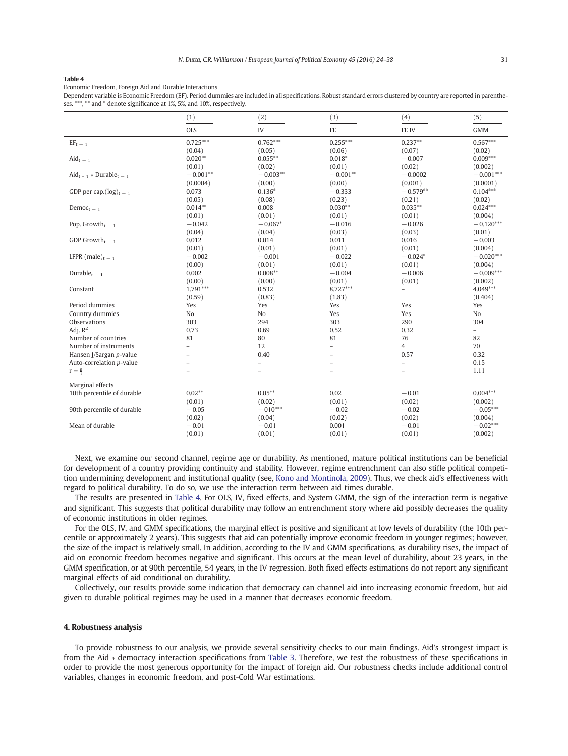**Table 4**

Economic Freedom, Foreign Aid and Durable Interactions

Dependent variable is Economic Freedom (EF). Period dummies are included in all specifications. Robust standard errors clustered by country are reported in parentheses. \*\*\*, \*\* and \* denote significance at 1%, 5%, and 10%, respectively.

| | (1) | (2) | (3) | (4) | (5) |
|---|---|---|---|---|---|
| | OLS | IV | FE | FE IV | GMM |
| $EF_{t-1}$ | 0.725*** | 0.762*** | 0.255*** | 0.237** | 0.567*** |
| | (0.04) | (0.05) | (0.06) | (0.07) | (0.02) |
| $Aid_{t-1}$ | 0.020** | 0.055** | 0.018* | −0.007 | 0.009*** |
| | (0.01) | (0.02) | (0.01) | (0.02) | (0.002) |
| $Aid_{t-1} * Durable_{t-1}$ | −0.001** | −0.003** | −0.001** | −0.0002 | −0.001*** |
| | (0.0004) | (0.00) | (0.00) | (0.001) | (0.0001) |
| GDP per cap.$(\log)_{t-1}$ | 0.073 | 0.136* | −0.333 | −0.579** | 0.104*** |
| | (0.05) | (0.08) | (0.23) | (0.21) | (0.02) |
| $Democ_{t-1}$ | 0.014** | 0.008 | 0.030** | 0.035** | 0.024*** |
| | (0.01) | (0.01) | (0.01) | (0.01) | (0.004) |
| Pop. $Growth_{t-1}$ | −0.042 | −0.067* | −0.016 | −0.026 | −0.120*** |
| | (0.04) | (0.04) | (0.03) | (0.03) | (0.01) |
| GDP $Growth_{t-1}$ | 0.012 | 0.014 | 0.011 | 0.016 | −0.003 |
| | (0.01) | (0.01) | (0.01) | (0.01) | (0.004) |
| LFPR $(\text{male})_{t-1}$ | −0.002 | −0.001 | −0.022 | −0.024* | −0.020*** |
| | (0.00) | (0.01) | (0.01) | (0.01) | (0.004) |
| $Durable_{t-1}$ | 0.002 | 0.008** | −0.004 | −0.006 | −0.009*** |
| | (0.00) | (0.00) | (0.01) | (0.01) | (0.002) |
| Constant | 1.791*** | 0.532 | 8.727*** | – | 4.049*** |
| | (0.59) | (0.83) | (1.83) | | (0.404) |
| Period dummies | Yes | Yes | Yes | Yes | Yes |
| Country dummies | No | No | Yes | Yes | No |
| Observations | 303 | 294 | 303 | 290 | 304 |
| Adj. $R^2$ | 0.73 | 0.69 | 0.52 | 0.32 | – |
| Number of countries | 81 | 80 | 81 | 76 | 82 |
| Number of instruments | – | 12 | – | 4 | 70 |
| Hansen J/Sargan p-value | – | 0.40 | – | 0.57 | 0.32 |
| Auto-correlation p-value | – | – | – | – | 0.15 |
| $r = \frac{n}{i}$ | – | – | – | – | 1.11 |
| Marginal effects | | | | | |
| 10th percentile of durable | 0.02** | 0.05** | 0.02 | −0.01 | 0.004*** |
| | (0.01) | (0.02) | (0.01) | (0.02) | (0.002) |
| 90th percentile of durable | −0.05 | −010*** | −0.02 | −0.02 | −0.05*** |
| | (0.02) | (0.04) | (0.02) | (0.02) | (0.004) |
| Mean of durable | −0.01 | −0.01 | 0.001 | −0.01 | −0.02*** |
| | (0.01) | (0.01) | (0.01) | (0.01) | (0.002) |

Next, we examine our second channel, regime age or durability. As mentioned, mature political institutions can be beneficial for development of a country providing continuity and stability. However, regime entrenchment can also stifle political competition undermining development and institutional quality (see, Kono and Montinola, 2009). Thus, we check aid's effectiveness with regard to political durability. To do so, we use the interaction term between aid times durable.

The results are presented in Table 4. For OLS, IV, fixed effects, and System GMM, the sign of the interaction term is negative and significant. This suggests that political durability may follow an entrenchment story where aid possibly decreases the quality of economic institutions in older regimes.

For the OLS, IV, and GMM specifications, the marginal effect is positive and significant at low levels of durability (the 10th percentile or approximately 2 years). This suggests that aid can potentially improve economic freedom in younger regimes; however, the size of the impact is relatively small. In addition, according to the IV and GMM specifications, as durability rises, the impact of aid on economic freedom becomes negative and significant. This occurs at the mean level of durability, about 23 years, in the GMM specification, or at 90th percentile, 54 years, in the IV regression. Both fixed effects estimations do not report any significant marginal effects of aid conditional on durability.

Collectively, our results provide some indication that democracy can channel aid into increasing economic freedom, but aid given to durable political regimes may be used in a manner that decreases economic freedom.

## 4. Robustness analysis

To provide robustness to our analysis, we provide several sensitivity checks to our main findings. Aid's strongest impact is from the Aid * democracy interaction specifications from Table 3. Therefore, we test the robustness of these specifications in order to provide the most generous opportunity for the impact of foreign aid. Our robustness checks include additional control variables, changes in economic freedom, and post-Cold War estimations.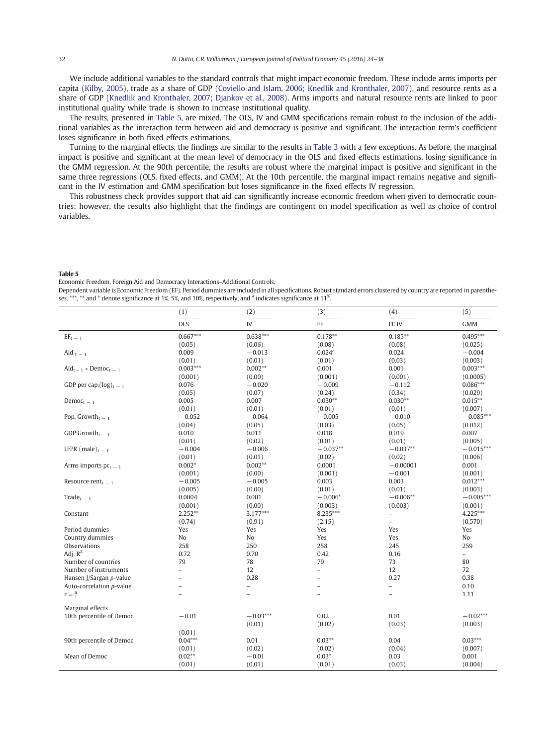We include additional variables to the standard controls that might impact economic freedom. These include arms imports per capita (Kilby, 2005), trade as a share of GDP (Coviello and Islam, 2006; Knedlik and Kronthaler, 2007), and resource rents as a share of GDP (Knedlik and Kronthaler, 2007; Djankov et al., 2008). Arms imports and natural resource rents are linked to poor institutional quality while trade is shown to increase institutional quality.

The results, presented in Table 5, are mixed. The OLS, IV and GMM specifications remain robust to the inclusion of the additional variables as the interaction term between aid and democracy is positive and significant. The interaction term's coefficient loses significance in both fixed effects estimations.

Turning to the marginal effects, the findings are similar to the results in Table 3 with a few exceptions. As before, the marginal impact is positive and significant at the mean level of democracy in the OLS and fixed effects estimations, losing significance in the GMM regression. At the 90th percentile, the results are robust where the marginal impact is positive and significant in the same three regressions (OLS, fixed effects, and GMM). At the 10th percentile, the marginal impact remains negative and significant in the IV estimation and GMM specification but loses significance in the fixed effects IV regression.

This robustness check provides support that aid can significantly increase economic freedom when given to democratic countries; however, the results also highlight that the findings are contingent on model specification as well as choice of control variables.

**Table 5**

Economic Freedom, Foreign Aid and Democracy Interactions–Additional Controls.

Dependent variable is Economic Freedom (EF). Period dummies are included in all specifications. Robust standard errors clustered by country are reported in parentheses. ***, ** and * denote significance at 1%, 5%, and 10%, respectively, and [a] indicates significance at 11%.

| | (1) | (2) | (3) | (4) | (5) |
|---|---|---|---|---|---|
| | OLS | IV | FE | FE IV | GMM |
| $EF_{t-1}$ | 0.667*** | 0.638*** | 0.178** | 0.185** | 0.495*** |
| | (0.05) | (0.06) | (0.08) | (0.08) | (0.025) |
| $Aid_{t-1}$ | 0.009 | −0.013 | 0.024[a] | 0.024 | −0.004 |
| | (0.01) | (0.01) | (0.01) | (0.03) | (0.003) |
| $Aid_{t-1} * Democ_{t-1}$ | 0.003*** | 0.002** | 0.001 | 0.001 | 0.003*** |
| | (0.001) | (0.00) | (0.001) | (0.001) | (0.0005) |
| GDP per cap.$(\log)_{t-1}$ | 0.076 | −0.020 | −0.009 | −0.112 | 0.086*** |
| | (0.05) | (0.07) | (0.24) | (0.34) | (0.029) |
| $Democ_{t-1}$ | 0.005 | 0.007 | 0.030** | 0.030** | 0.015** |
| | (0.01) | (0.01) | (0.01) | (0.01) | (0.007) |
| Pop. $Growth_{t-1}$ | −0.052 | −0.064 | −0.005 | −0.010 | −0.085*** |
| | (0.04) | (0.05) | (0.03) | (0.05) | (0.012) |
| GDP $Growth_{t-1}$ | 0.010 | 0.011 | 0.018 | 0.019 | 0.007 |
| | (0.01) | (0.02) | (0.01) | (0.01) | (0.005) |
| LFPR $(male)_{t-1}$ | −0.004 | −0.006 | −0.037** | −0.037** | −0.015*** |
| | (0.01) | (0.01) | (0.02) | (0.02) | (0.006) |
| Arms imports $pc_{t-1}$ | 0.002* | 0.002** | 0.0001 | −0.00001 | 0.001 |
| | (0.001) | (0.00) | (0.001) | −0.001 | (0.001) |
| Resource $rent_{t-1}$ | −0.005 | −0.005 | 0.003 | 0.003 | 0.012*** |
| | (0.005) | (0.00) | (0.01) | (0.01) | (0.003) |
| $Trade_{t-1}$ | 0.0004 | 0.001 | −0.006* | −0.006** | −0.005*** |
| | (0.001) | (0.00) | (0.003) | (0.003) | (0.001) |
| Constant | 2.252** | 3.177*** | 8.235*** | – | 4.225*** |
| | (0.74) | (0.91) | (2.15) | – | (0.570) |
| Period dummies | Yes | Yes | Yes | Yes | Yes |
| Country dummies | No | No | Yes | Yes | No |
| Observations | 258 | 250 | 258 | 245 | 259 |
| Adj. $R^2$ | 0.72 | 0.70 | 0.42 | 0.16 | – |
| Number of countries | 79 | 78 | 79 | 73 | 80 |
| Number of instruments | – | 12 | – | 12 | 72 |
| Hansen J/Sargan p-value | – | 0.28 | – | 0.27 | 0.38 |
| Auto-correlation p-value | – | – | – | – | 0.10 |
| $r = \frac{n}{i}$ | – | – | – | – | 1.11 |
| Marginal effects | | | | | |
| 10th percentile of Democ | −0.01 | −0.03*** | 0.02 | 0.01 | −0.02*** |
| | (0.01) | (0.01) | (0.02) | (0.03) | (0.003) |
| 90th percentile of Democ | 0.04*** | 0.01 | 0.03** | 0.04 | 0.03*** |
| | (0.01) | (0.02) | (0.02) | (0.04) | (0.007) |
| Mean of Democ | 0.02** | −0.01 | 0.03* | 0.03 | 0.001 |
| | (0.01) | (0.01) | (0.01) | (0.03) | (0.004) |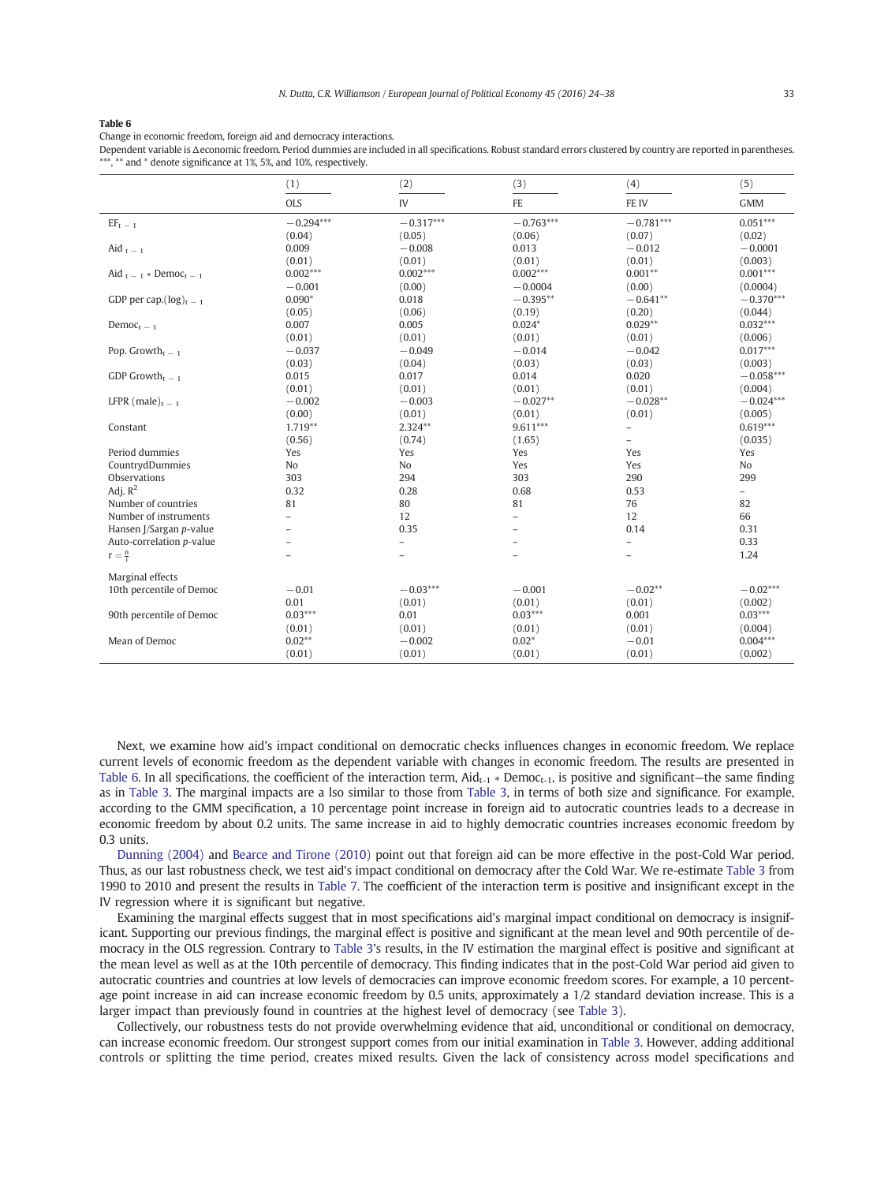**Table 6**

Change in economic freedom, foreign aid and democracy interactions.

Dependent variable is ΔEconomic freedom. Period dummies are included in all specifications. Robust standard errors clustered by country are reported in parentheses. ***, ** and * denote significance at 1%, 5%, and 10%, respectively.

| | (1) | (2) | (3) | (4) | (5) |
|---|---|---|---|---|---|
| | OLS | IV | FE | FE IV | GMM |
| $EF_{t-1}$ | −0.294*** | −0.317*** | −0.763*** | −0.781*** | 0.051*** |
| | (0.04) | (0.05) | (0.06) | (0.07) | (0.02) |
| $Aid_{t-1}$ | 0.009 | −0.008 | 0.013 | −0.012 | −0.0001 |
| | (0.01) | (0.01) | (0.01) | (0.01) | (0.003) |
| $Aid_{t-1} * Democ_{t-1}$ | 0.002*** | 0.002*** | 0.002*** | 0.001** | 0.001*** |
| | −0.001 | (0.00) | −0.0004 | (0.00) | (0.0004) |
| GDP per cap.$(log)_{t-1}$ | 0.090* | 0.018 | −0.395** | −0.641** | −0.370*** |
| | (0.05) | (0.06) | (0.19) | (0.20) | (0.044) |
| $Democ_{t-1}$ | 0.007 | 0.005 | 0.024* | 0.029** | 0.032*** |
| | (0.01) | (0.01) | (0.01) | (0.01) | (0.006) |
| Pop. $Growth_{t-1}$ | −0.037 | −0.049 | −0.014 | −0.042 | 0.017*** |
| | (0.03) | (0.04) | (0.03) | (0.03) | (0.003) |
| GDP $Growth_{t-1}$ | 0.015 | 0.017 | 0.014 | 0.020 | −0.058*** |
| | (0.01) | (0.01) | (0.01) | (0.01) | (0.004) |
| LFPR $(male)_{t-1}$ | −0.002 | −0.003 | −0.027** | −0.028** | −0.024*** |
| | (0.00) | (0.01) | (0.01) | (0.01) | (0.005) |
| Constant | 1.719** | 2.324** | 9.611*** | – | 0.619*** |
| | (0.56) | (0.74) | (1.65) | – | (0.035) |
| Period dummies | Yes | Yes | Yes | Yes | Yes |
| CountrydDummies | No | No | Yes | Yes | No |
| Observations | 303 | 294 | 303 | 290 | 299 |
| Adj. $R^2$ | 0.32 | 0.28 | 0.68 | 0.53 | – |
| Number of countries | 81 | 80 | 81 | 76 | 82 |
| Number of instruments | – | 12 | – | 12 | 66 |
| Hansen J/Sargan *p*-value | – | 0.35 | – | 0.14 | 0.31 |
| Auto-correlation *p*-value | – | – | – | – | 0.33 |
| $r = \frac{n}{i}$ | – | – | – | – | 1.24 |
| Marginal effects | | | | | |
| 10th percentile of Democ | −0.01 | −0.03*** | −0.001 | −0.02** | −0.02*** |
| | 0.01 | (0.01) | (0.01) | (0.01) | (0.002) |
| 90th percentile of Democ | 0.03*** | 0.01 | 0.03*** | 0.001 | 0.03*** |
| | (0.01) | (0.01) | (0.01) | (0.01) | (0.004) |
| Mean of Democ | 0.02** | −0.002 | 0.02* | −0.01 | 0.004*** |
| | (0.01) | (0.01) | (0.01) | (0.01) | (0.002) |

Next, we examine how aid's impact conditional on democratic checks influences changes in economic freedom. We replace current levels of economic freedom as the dependent variable with changes in economic freedom. The results are presented in Table 6. In all specifications, the coefficient of the interaction term, $Aid_{t-1} * Democ_{t-1}$, is positive and significant—the same finding as in Table 3. The marginal impacts are a lso similar to those from Table 3, in terms of both size and significance. For example, according to the GMM specification, a 10 percentage point increase in foreign aid to autocratic countries leads to a decrease in economic freedom by about 0.2 units. The same increase in aid to highly democratic countries increases economic freedom by 0.3 units.

Dunning (2004) and Bearce and Tirone (2010) point out that foreign aid can be more effective in the post-Cold War period. Thus, as our last robustness check, we test aid's impact conditional on democracy after the Cold War. We re-estimate Table 3 from 1990 to 2010 and present the results in Table 7. The coefficient of the interaction term is positive and insignificant except in the IV regression where it is significant but negative.

Examining the marginal effects suggest that in most specifications aid's marginal impact conditional on democracy is insignificant. Supporting our previous findings, the marginal effect is positive and significant at the mean level and 90th percentile of democracy in the OLS regression. Contrary to Table 3's results, in the IV estimation the marginal effect is positive and significant at the mean level as well as at the 10th percentile of democracy. This finding indicates that in the post-Cold War period aid given to autocratic countries and countries at low levels of democracies can improve economic freedom scores. For example, a 10 percentage point increase in aid can increase economic freedom by 0.5 units, approximately a 1/2 standard deviation increase. This is a larger impact than previously found in countries at the highest level of democracy (see Table 3).

Collectively, our robustness tests do not provide overwhelming evidence that aid, unconditional or conditional on democracy, can increase economic freedom. Our strongest support comes from our initial examination in Table 3. However, adding additional controls or splitting the time period, creates mixed results. Given the lack of consistency across model specifications and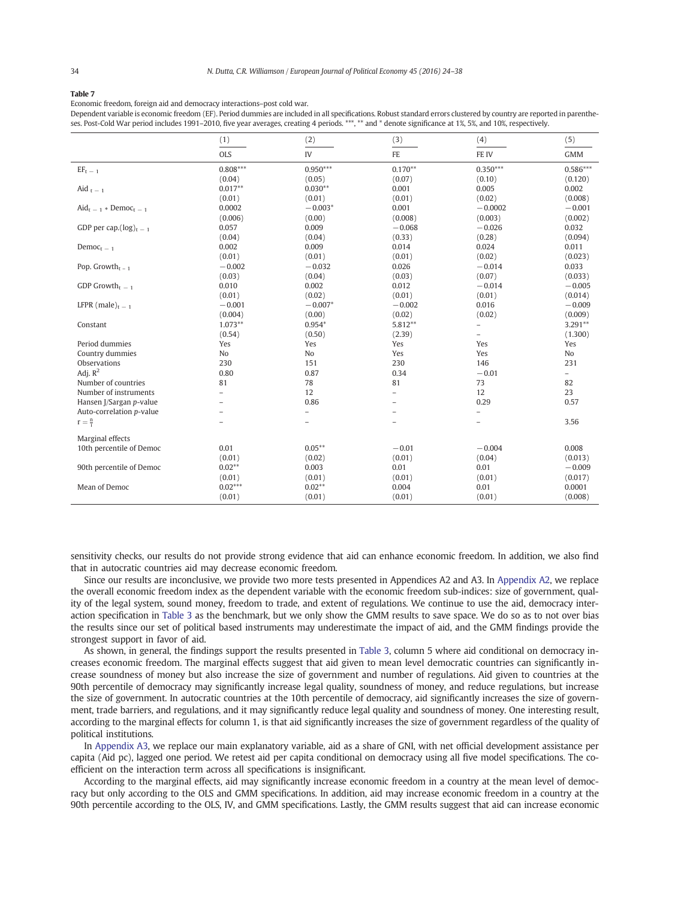**Table 7**

Economic freedom, foreign aid and democracy interactions–post cold war.

Dependent variable is economic freedom (EF). Period dummies are included in all specifications. Robust standard errors clustered by country are reported in parentheses. Post-Cold War period includes 1991–2010, five year averages, creating 4 periods. ***, ** and * denote significance at 1%, 5%, and 10%, respectively.

| | (1) | (2) | (3) | (4) | (5) |
|---|---|---|---|---|---|
| | OLS | IV | FE | FE IV | GMM |
| $EF_{t-1}$ | 0.808*** | 0.950*** | 0.170** | 0.350*** | 0.586*** |
| | (0.04) | (0.05) | (0.07) | (0.10) | (0.120) |
| $Aid_{t-1}$ | 0.017** | 0.030** | 0.001 | 0.005 | 0.002 |
| | (0.01) | (0.01) | (0.01) | (0.02) | (0.008) |
| $Aid_{t-1} * Democ_{t-1}$ | 0.0002 | −0.003* | 0.001 | −0.0002 | −0.001 |
| | (0.006) | (0.00) | (0.008) | (0.003) | (0.002) |
| GDP per cap.$(\log)_{t-1}$ | 0.057 | 0.009 | −0.068 | −0.026 | 0.032 |
| | (0.04) | (0.04) | (0.33) | (0.28) | (0.094) |
| $Democ_{t-1}$ | 0.002 | 0.009 | 0.014 | 0.024 | 0.011 |
| | (0.01) | (0.01) | (0.01) | (0.02) | (0.023) |
| Pop. $Growth_{t-1}$ | −0.002 | −0.032 | 0.026 | −0.014 | 0.033 |
| | (0.03) | (0.04) | (0.03) | (0.07) | (0.033) |
| GDP $Growth_{t-1}$ | 0.010 | 0.002 | 0.012 | −0.014 | −0.005 |
| | (0.01) | (0.02) | (0.01) | (0.01) | (0.014) |
| LFPR $(male)_{t-1}$ | −0.001 | −0.007* | −0.002 | 0.016 | −0.009 |
| | (0.004) | (0.00) | (0.02) | (0.02) | (0.009) |
| Constant | 1.073** | 0.954* | 5.812** | – | 3.291** |
| | (0.54) | (0.50) | (2.39) | – | (1.300) |
| Period dummies | Yes | Yes | Yes | Yes | Yes |
| Country dummies | No | No | Yes | Yes | No |
| Observations | 230 | 151 | 230 | 146 | 231 |
| Adj. $R^2$ | 0.80 | 0.87 | 0.34 | −0.01 | – |
| Number of countries | 81 | 78 | 81 | 73 | 82 |
| Number of instruments | – | 12 | – | 12 | 23 |
| Hansen J/Sargan p-value | – | 0.86 | – | 0.29 | 0.57 |
| Auto-correlation p-value | – | – | – | – | |
| $r = \frac{n}{i}$ | – | – | – | – | 3.56 |
| Marginal effects | | | | | |
| 10th percentile of Democ | 0.01 | 0.05** | −0.01 | −0.004 | 0.008 |
| | (0.01) | (0.02) | (0.01) | (0.04) | (0.013) |
| 90th percentile of Democ | 0.02** | 0.003 | 0.01 | 0.01 | −0.009 |
| | (0.01) | (0.01) | (0.01) | (0.01) | (0.017) |
| Mean of Democ | 0.02*** | 0.02** | 0.004 | 0.01 | 0.0001 |
| | (0.01) | (0.01) | (0.01) | (0.01) | (0.008) |

sensitivity checks, our results do not provide strong evidence that aid can enhance economic freedom. In addition, we also find that in autocratic countries aid may decrease economic freedom.

Since our results are inconclusive, we provide two more tests presented in Appendices A2 and A3. In Appendix A2, we replace the overall economic freedom index as the dependent variable with the economic freedom sub-indices: size of government, quality of the legal system, sound money, freedom to trade, and extent of regulations. We continue to use the aid, democracy interaction specification in Table 3 as the benchmark, but we only show the GMM results to save space. We do so as to not over bias the results since our set of political based instruments may underestimate the impact of aid, and the GMM findings provide the strongest support in favor of aid.

As shown, in general, the findings support the results presented in Table 3, column 5 where aid conditional on democracy increases economic freedom. The marginal effects suggest that aid given to mean level democratic countries can significantly increase soundness of money but also increase the size of government and number of regulations. Aid given to countries at the 90th percentile of democracy may significantly increase legal quality, soundness of money, and reduce regulations, but increase the size of government. In autocratic countries at the 10th percentile of democracy, aid significantly increases the size of government, trade barriers, and regulations, and it may significantly reduce legal quality and soundness of money. One interesting result, according to the marginal effects for column 1, is that aid significantly increases the size of government regardless of the quality of political institutions.

In Appendix A3, we replace our main explanatory variable, aid as a share of GNI, with net official development assistance per capita (Aid pc), lagged one period. We retest aid per capita conditional on democracy using all five model specifications. The coefficient on the interaction term across all specifications is insignificant.

According to the marginal effects, aid may significantly increase economic freedom in a country at the mean level of democracy but only according to the OLS and GMM specifications. In addition, aid may increase economic freedom in a country at the 90th percentile according to the OLS, IV, and GMM specifications. Lastly, the GMM results suggest that aid can increase economic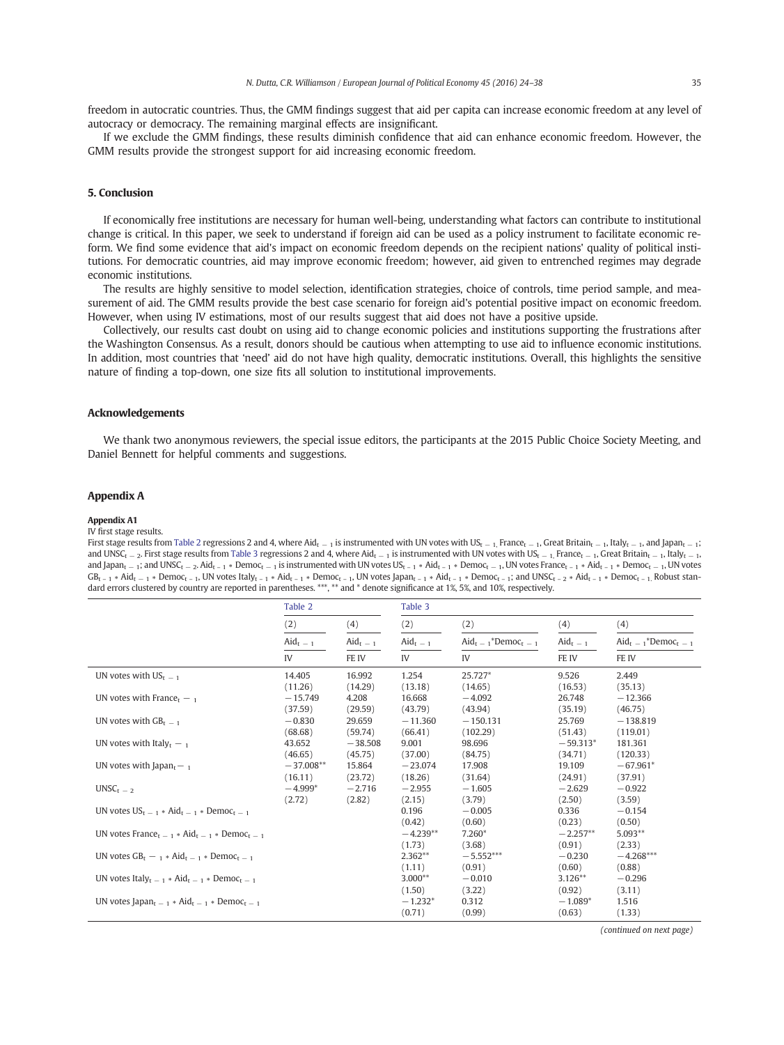freedom in autocratic countries. Thus, the GMM findings suggest that aid per capita can increase economic freedom at any level of autocracy or democracy. The remaining marginal effects are insignificant.

If we exclude the GMM findings, these results diminish confidence that aid can enhance economic freedom. However, the GMM results provide the strongest support for aid increasing economic freedom.

## 5. Conclusion

If economically free institutions are necessary for human well-being, understanding what factors can contribute to institutional change is critical. In this paper, we seek to understand if foreign aid can be used as a policy instrument to facilitate economic reform. We find some evidence that aid's impact on economic freedom depends on the recipient nations' quality of political institutions. For democratic countries, aid may improve economic freedom; however, aid given to entrenched regimes may degrade economic institutions.

The results are highly sensitive to model selection, identification strategies, choice of controls, time period sample, and measurement of aid. The GMM results provide the best case scenario for foreign aid's potential positive impact on economic freedom. However, when using IV estimations, most of our results suggest that aid does not have a positive upside.

Collectively, our results cast doubt on using aid to change economic policies and institutions supporting the frustrations after the Washington Consensus. As a result, donors should be cautious when attempting to use aid to influence economic institutions. In addition, most countries that 'need' aid do not have high quality, democratic institutions. Overall, this highlights the sensitive nature of finding a top-down, one size fits all solution to institutional improvements.

## Acknowledgements

We thank two anonymous reviewers, the special issue editors, the participants at the 2015 Public Choice Society Meeting, and Daniel Bennett for helpful comments and suggestions.

## Appendix A

**Appendix A1**

IV first stage results.

First stage results from Table 2 regressions 2 and 4, where $Aid_{t-1}$ is instrumented with UN votes with $US_{t-1}$, $France_{t-1}$, Great $Britain_{t-1}$, $Italy_{t-1}$, and $Japan_{t-1}$; and $UNSC_{t-2}$. First stage results from Table 3 regressions 2 and 4, where $Aid_{t-1}$ is instrumented with UN votes with $US_{t-1}$, $France_{t-1}$, Great $Britain_{t-1}$, $Italy_{t-1}$, and $Japan_{t-1}$; and $UNSC_{t-2}$. $Aid_{t-1} * Democ_{t-1}$ is instrumented with UN votes $US_{t-1} * Aid_{t-1} * Democ_{t-1}$, UN votes $France_{t-1} * Aid_{t-1} * Democ_{t-1}$, UN votes $GB_{t-1} * Aid_{t-1} * Democ_{t-1}$, UN votes $Italy_{t-1} * Aid_{t-1} * Democ_{t-1}$, UN votes $Japan_{t-1} * Aid_{t-1} * Democ_{t-1}$; and $UNSC_{t-2} * Aid_{t-1} * Democ_{t-1}$. Robust standard errors clustered by country are reported in parentheses. ***, ** and * denote significance at 1%, 5%, and 10%, respectively.

| | Table 2 | | Table 3 | | | |
|---|---|---|---|---|---|---|
| | (2) | (4) | (2) | (2) | (4) | (4) |
| | $Aid_{t-1}$ | $Aid_{t-1}$ | $Aid_{t-1}$ | $Aid_{t-1}*Democ_{t-1}$ | $Aid_{t-1}$ | $Aid_{t-1}*Democ_{t-1}$ |
| | IV | FE IV | IV | IV | FE IV | FE IV |
| UN votes with $US_{t-1}$ | 14.405 | 16.992 | 1.254 | 25.727* | 9.526 | 2.449 |
| | (11.26) | (14.29) | (13.18) | (14.65) | (16.53) | (35.13) |
| UN votes with $France_{t-1}$ | −15.749 | 4.208 | 16.668 | −4.092 | 26.748 | −12.366 |
| | (37.59) | (29.59) | (43.79) | (43.94) | (35.19) | (46.75) |
| UN votes with $GB_{t-1}$ | −0.830 | 29.659 | −11.360 | −150.131 | 25.769 | −138.819 |
| | (68.68) | (59.74) | (66.41) | (102.29) | (51.43) | (119.01) |
| UN votes with $Italy_{t-1}$ | 43.652 | −38.508 | 9.001 | 98.696 | −59.313* | 181.361 |
| | (46.65) | (45.75) | (37.00) | (84.75) | (34.71) | (120.33) |
| UN votes with $Japan_{t-1}$ | −37.008** | 15.864 | −23.074 | 17.908 | 19.109 | −67.961* |
| | (16.11) | (23.72) | (18.26) | (31.64) | (24.91) | (37.91) |
| $UNSC_{t-2}$ | −4.999* | −2.716 | −2.955 | −1.605 | −2.629 | −0.922 |
| | (2.72) | (2.82) | (2.15) | (3.79) | (2.50) | (3.59) |
| UN votes $US_{t-1} * Aid_{t-1} * Democ_{t-1}$ | | | 0.196 | −0.005 | 0.336 | −0.154 |
| | | | (0.42) | (0.60) | (0.23) | (0.50) |
| UN votes $France_{t-1} * Aid_{t-1} * Democ_{t-1}$ | | | −4.239** | 7.260* | −2.257** | 5.093** |
| | | | (1.73) | (3.68) | (0.91) | (2.33) |
| UN votes $GB_{t-1} * Aid_{t-1} * Democ_{t-1}$ | | | 2.362** | −5.552*** | −0.230 | −4.268*** |
| | | | (1.11) | (0.91) | (0.60) | (0.88) |
| UN votes $Italy_{t-1} * Aid_{t-1} * Democ_{t-1}$ | | | 3.000** | −0.010 | 3.126** | −0.296 |
| | | | (1.50) | (3.22) | (0.92) | (3.11) |
| UN votes $Japan_{t-1} * Aid_{t-1} * Democ_{t-1}$ | | | −1.232* | 0.312 | −1.089* | 1.516 |
| | | | (0.71) | (0.99) | (0.63) | (1.33) |

(continued on next page)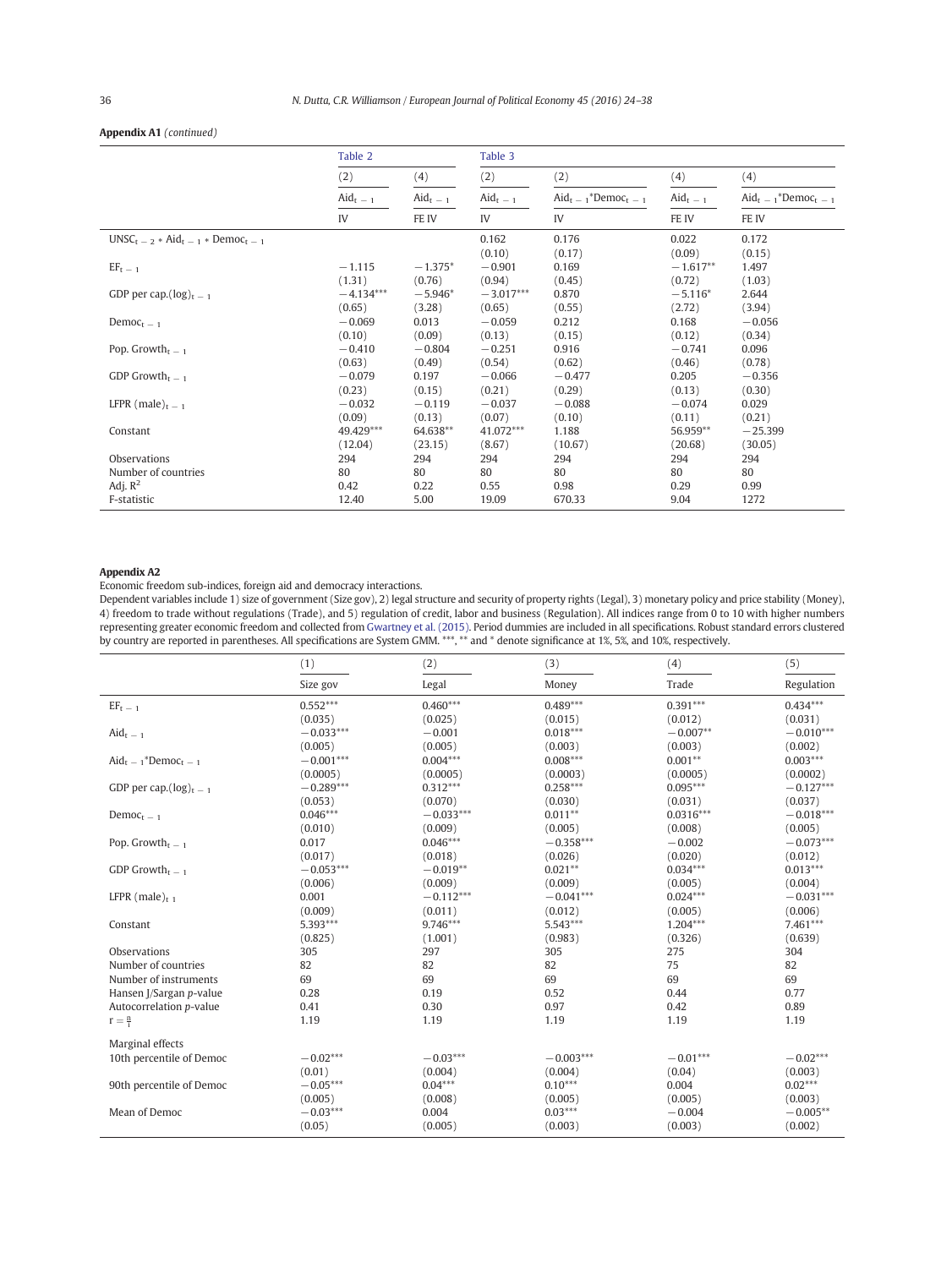**Appendix A1** *(continued)*

| | Table 2 | | Table 3 | | | |
|---|---|---|---|---|---|---|
| | (2) | (4) | (2) | (2) | (4) | (4) |
| | $Aid_{t-1}$ | $Aid_{t-1}$ | $Aid_{t-1}$ | $Aid_{t-1}$*$Democ_{t-1}$ | $Aid_{t-1}$ | $Aid_{t-1}$*$Democ_{t-1}$ |
| | IV | FE IV | IV | IV | FE IV | FE IV |
| $UNSC_{t-2}$ * $Aid_{t-1}$ * $Democ_{t-1}$ | | | 0.162 | 0.176 | 0.022 | 0.172 |
| | | | (0.10) | (0.17) | (0.09) | (0.15) |
| $EF_{t-1}$ | −1.115 | −1.375* | −0.901 | 0.169 | −1.617** | 1.497 |
| | (1.31) | (0.76) | (0.94) | (0.45) | (0.72) | (1.03) |
| GDP per cap.$(\log)_{t-1}$ | −4.134*** | −5.946* | −3.017*** | 0.870 | −5.116* | 2.644 |
| | (0.65) | (3.28) | (0.65) | (0.55) | (2.72) | (3.94) |
| $Democ_{t-1}$ | −0.069 | 0.013 | −0.059 | 0.212 | 0.168 | −0.056 |
| | (0.10) | (0.09) | (0.13) | (0.15) | (0.12) | (0.34) |
| Pop. $Growth_{t-1}$ | −0.410 | −0.804 | −0.251 | 0.916 | −0.741 | 0.096 |
| | (0.63) | (0.49) | (0.54) | (0.62) | (0.46) | (0.78) |
| GDP $Growth_{t-1}$ | −0.079 | 0.197 | −0.066 | −0.477 | 0.205 | −0.356 |
| | (0.23) | (0.15) | (0.21) | (0.29) | (0.13) | (0.30) |
| LFPR $(male)_{t-1}$ | −0.032 | −0.119 | −0.037 | −0.088 | −0.074 | 0.029 |
| | (0.09) | (0.13) | (0.07) | (0.10) | (0.11) | (0.21) |
| Constant | 49.429*** | 64.638** | 41.072*** | 1.188 | 56.959** | −25.399 |
| | (12.04) | (23.15) | (8.67) | (10.67) | (20.68) | (30.05) |
| Observations | 294 | 294 | 294 | 294 | 294 | 294 |
| Number of countries | 80 | 80 | 80 | 80 | 80 | 80 |
| Adj. $R^2$ | 0.42 | 0.22 | 0.55 | 0.98 | 0.29 | 0.99 |
| F-statistic | 12.40 | 5.00 | 19.09 | 670.33 | 9.04 | 1272 |

**Appendix A2**

Economic freedom sub-indices, foreign aid and democracy interactions.

Dependent variables include 1) size of government (Size gov), 2) legal structure and security of property rights (Legal), 3) monetary policy and price stability (Money), 4) freedom to trade without regulations (Trade), and 5) regulation of credit, labor and business (Regulation). All indices range from 0 to 10 with higher numbers representing greater economic freedom and collected from Gwartney et al. (2015). Period dummies are included in all specifications. Robust standard errors clustered by country are reported in parentheses. All specifications are System GMM. ***, ** and * denote significance at 1%, 5%, and 10%, respectively.

| | (1) | (2) | (3) | (4) | (5) |
|---|---|---|---|---|---|
| | Size gov | Legal | Money | Trade | Regulation |
| $EF_{t-1}$ | 0.552*** | 0.460*** | 0.489*** | 0.391*** | 0.434*** |
| | (0.035) | (0.025) | (0.015) | (0.012) | (0.031) |
| $Aid_{t-1}$ | −0.033*** | −0.001 | 0.018*** | −0.007** | −0.010*** |
| | (0.005) | (0.005) | (0.003) | (0.003) | (0.002) |
| $Aid_{t-1}$*$Democ_{t-1}$ | −0.001*** | 0.004*** | 0.008*** | 0.001** | 0.003*** |
| | (0.0005) | (0.0005) | (0.0003) | (0.0005) | (0.0002) |
| GDP per cap.$(\log)_{t-1}$ | −0.289*** | 0.312*** | 0.258*** | 0.095*** | −0.127*** |
| | (0.053) | (0.070) | (0.030) | (0.031) | (0.037) |
| $Democ_{t-1}$ | 0.046*** | −0.033*** | 0.011** | 0.0316*** | −0.018*** |
| | (0.010) | (0.009) | (0.005) | (0.008) | (0.005) |
| Pop. $Growth_{t-1}$ | 0.017 | 0.046*** | −0.358*** | −0.002 | −0.073*** |
| | (0.017) | (0.018) | (0.026) | (0.020) | (0.012) |
| GDP $Growth_{t-1}$ | −0.053*** | −0.019** | 0.021** | 0.034*** | 0.013*** |
| | (0.006) | (0.009) | (0.009) | (0.005) | (0.004) |
| LFPR $(male)_{t-1}$ | 0.001 | −0.112*** | −0.041*** | 0.024*** | −0.031*** |
| | (0.009) | (0.011) | (0.012) | (0.005) | (0.006) |
| Constant | 5.393*** | 9.746*** | 5.543*** | 1.204*** | 7.461*** |
| | (0.825) | (1.001) | (0.983) | (0.326) | (0.639) |
| Observations | 305 | 297 | 305 | 275 | 304 |
| Number of countries | 82 | 82 | 82 | 75 | 82 |
| Number of instruments | 69 | 69 | 69 | 69 | 69 |
| Hansen J/Sargan p-value | 0.28 | 0.19 | 0.52 | 0.44 | 0.77 |
| Autocorrelation p-value | 0.41 | 0.30 | 0.97 | 0.42 | 0.89 |
| $r = \frac{n}{i}$ | 1.19 | 1.19 | 1.19 | 1.19 | 1.19 |
| Marginal effects | | | | | |
| 10th percentile of Democ | −0.02*** | −0.03*** | −0.003*** | −0.01*** | −0.02*** |
| | (0.01) | (0.004) | (0.004) | (0.04) | (0.003) |
| 90th percentile of Democ | −0.05*** | 0.04*** | 0.10*** | 0.004 | 0.02*** |
| | (0.005) | (0.008) | (0.005) | (0.005) | (0.003) |
| Mean of Democ | −0.03*** | 0.004 | 0.03*** | −0.004 | −0.005** |
| | (0.05) | (0.005) | (0.003) | (0.003) | (0.002) |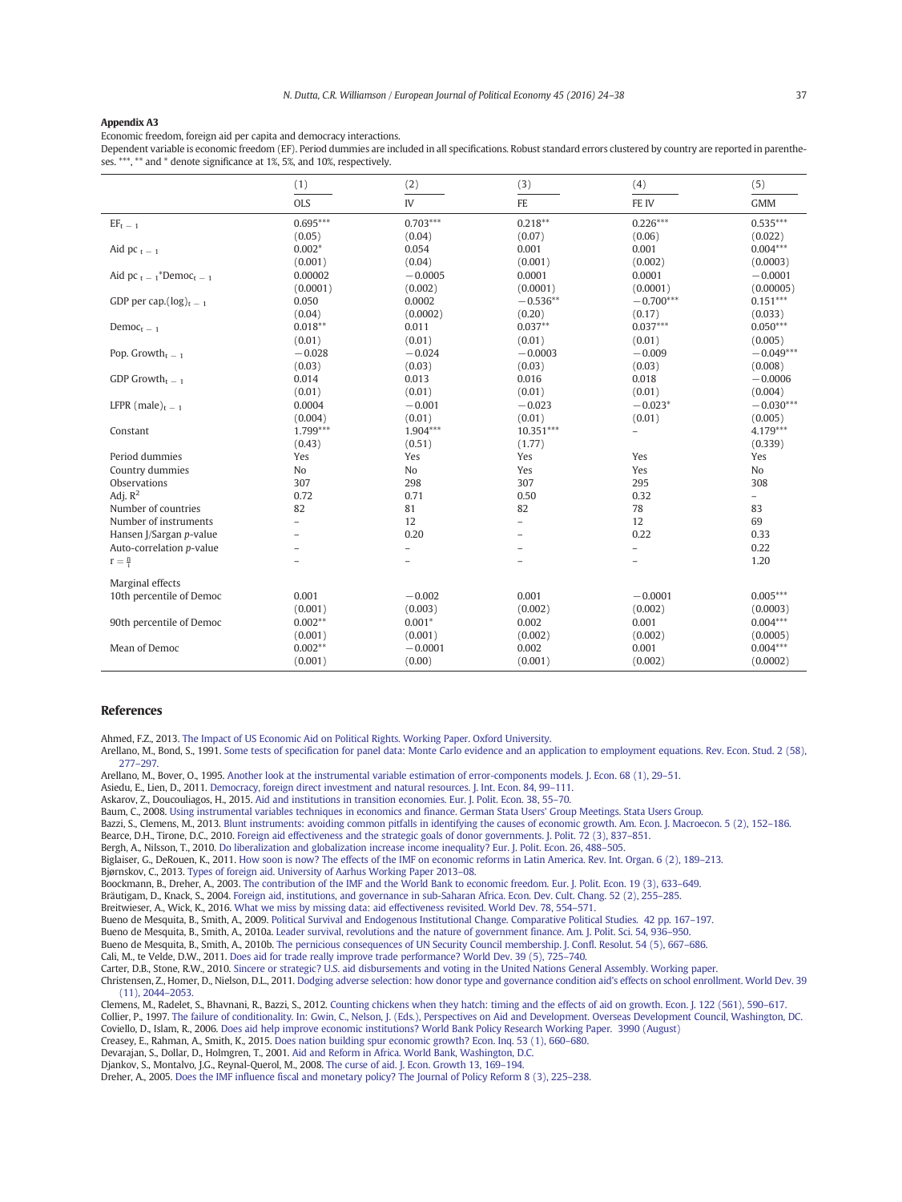### Appendix A3

Economic freedom, foreign aid per capita and democracy interactions.

Dependent variable is economic freedom (EF). Period dummies are included in all specifications. Robust standard errors clustered by country are reported in parentheses. ***, ** and * denote significance at 1%, 5%, and 10%, respectively.

| | (1) | (2) | (3) | (4) | (5) |
|---|---|---|---|---|---|
| | OLS | IV | FE | FE IV | GMM |
| $EF_{t-1}$ | 0.695*** | 0.703*** | 0.218** | 0.226*** | 0.535*** |
| | (0.05) | (0.04) | (0.07) | (0.06) | (0.022) |
| Aid pc $_{t-1}$ | 0.002* | 0.054 | 0.001 | 0.001 | 0.004*** |
| | (0.001) | (0.04) | (0.001) | (0.002) | (0.0003) |
| Aid pc $_{t-1}$*Democ$_{t-1}$ | 0.00002 | −0.0005 | 0.0001 | 0.0001 | −0.0001 |
| | (0.0001) | (0.002) | (0.0001) | (0.0001) | (0.00005) |
| GDP per cap.(log)$_{t-1}$ | 0.050 | 0.0002 | −0.536** | −0.700*** | 0.151*** |
| | (0.04) | (0.0002) | (0.20) | (0.17) | (0.033) |
| Democ$_{t-1}$ | 0.018** | 0.011 | 0.037** | 0.037*** | 0.050*** |
| | (0.01) | (0.01) | (0.01) | (0.01) | (0.005) |
| Pop. Growth$_{t-1}$ | −0.028 | −0.024 | −0.0003 | −0.009 | −0.049*** |
| | (0.03) | (0.03) | (0.03) | (0.03) | (0.008) |
| GDP Growth$_{t-1}$ | 0.014 | 0.013 | 0.016 | 0.018 | −0.0006 |
| | (0.01) | (0.01) | (0.01) | (0.01) | (0.004) |
| LFPR (male)$_{t-1}$ | 0.0004 | −0.001 | −0.023 | −0.023* | −0.030*** |
| | (0.004) | (0.01) | (0.01) | (0.01) | (0.005) |
| Constant | 1.799*** | 1.904*** | 10.351*** | – | 4.179*** |
| | (0.43) | (0.51) | (1.77) | | (0.339) |
| Period dummies | Yes | Yes | Yes | Yes | Yes |
| Country dummies | No | No | Yes | Yes | No |
| Observations | 307 | 298 | 307 | 295 | 308 |
| Adj. $R^2$ | 0.72 | 0.71 | 0.50 | 0.32 | – |
| Number of countries | 82 | 81 | 82 | 78 | 83 |
| Number of instruments | – | 12 | – | 12 | 69 |
| Hansen J/Sargan $p$-value | – | 0.20 | – | 0.22 | 0.33 |
| Auto-correlation $p$-value | – | – | – | – | 0.22 |
| $r = \frac{n}{i}$ | – | – | – | – | 1.20 |
| Marginal effects | | | | | |
| 10th percentile of Democ | 0.001 | −0.002 | 0.001 | −0.0001 | 0.005*** |
| | (0.001) | (0.003) | (0.002) | (0.002) | (0.0003) |
| 90th percentile of Democ | 0.002** | 0.001* | 0.002 | 0.001 | 0.004*** |
| | (0.001) | (0.001) | (0.002) | (0.002) | (0.0005) |
| Mean of Democ | 0.002** | −0.0001 | 0.002 | 0.001 | 0.004*** |
| | (0.001) | (0.00) | (0.001) | (0.002) | (0.0002) |

## References

Ahmed, F.Z., 2013. The Impact of US Economic Aid on Political Rights. Working Paper. Oxford University.

Arellano, M., Bond, S., 1991. Some tests of specification for panel data: Monte Carlo evidence and an application to employment equations. Rev. Econ. Stud. 2 (58), 277–297.

Arellano, M., Bover, O., 1995. Another look at the instrumental variable estimation of error-components models. J. Econ. 68 (1), 29–51.

Asiedu, E., Lien, D., 2011. Democracy, foreign direct investment and natural resources. J. Int. Econ. 84, 99–111.

Askarov, Z., Doucouliagos, H., 2015. Aid and institutions in transition economies. Eur. J. Polit. Econ. 38, 55–70.

Baum, C., 2008. Using instrumental variables techniques in economics and finance. German Stata Users' Group Meetings. Stata Users Group.

Bazzi, S., Clemens, M., 2013. Blunt instruments: avoiding common pitfalls in identifying the causes of economic growth. Am. Econ. J. Macroecon. 5 (2), 152–186.

Bearce, D.H., Tirone, D.C., 2010. Foreign aid effectiveness and the strategic goals of donor governments. J. Polit. 72 (3), 837–851.

Bergh, A., Nilsson, T., 2010. Do liberalization and globalization increase income inequality? Eur. J. Polit. Econ. 26, 488–505.

Biglaiser, G., DeRouen, K., 2011. How soon is now? The effects of the IMF on economic reforms in Latin America. Rev. Int. Organ. 6 (2), 189–213.

Bjørnskov, C., 2013. Types of foreign aid. University of Aarhus Working Paper 2013–08.

Boockmann, B., Dreher, A., 2003. The contribution of the IMF and the World Bank to economic freedom. Eur. J. Polit. Econ. 19 (3), 633–649.

Bräutigam, D., Knack, S., 2004. Foreign aid, institutions, and governance in sub-Saharan Africa. Econ. Dev. Cult. Chang. 52 (2), 255–285.

Breitwieser, A., Wick, K., 2016. What we miss by missing data: aid effectiveness revisited. World Dev. 78, 554–571.

Bueno de Mesquita, B., Smith, A., 2009. Political Survival and Endogenous Institutional Change. Comparative Political Studies. 42 pp. 167–197.

Bueno de Mesquita, B., Smith, A., 2010a. Leader survival, revolutions and the nature of government finance. Am. J. Polit. Sci. 54, 936–950.

Bueno de Mesquita, B., Smith, A., 2010b. The pernicious consequences of UN Security Council membership. J. Confl. Resolut. 54 (5), 667–686.

Cali, M., te Velde, D.W., 2011. Does aid for trade really improve trade performance? World Dev. 39 (5), 725–740.

Carter, D.B., Stone, R.W., 2010. Sincere or strategic? U.S. aid disbursements and voting in the United Nations General Assembly. Working paper.

Christensen, Z., Homer, D., Nielson, D.L., 2011. Dodging adverse selection: how donor type and governance condition aid's effects on school enrollment. World Dev. 39 (11), 2044–2053.

Clemens, M., Radelet, S., Bhavnani, R., Bazzi, S., 2012. Counting chickens when they hatch: timing and the effects of aid on growth. Econ. J. 122 (561), 590–617.

Collier, P., 1997. The failure of conditionality. In: Gwin, C., Nelson, J. (Eds.), Perspectives on Aid and Development. Overseas Development Council, Washington, DC.

Coviello, D., Islam, R., 2006. Does aid help improve economic institutions? World Bank Policy Research Working Paper. 3990 (August)

Creasey, E., Rahman, A., Smith, K., 2015. Does nation building spur economic growth? Econ. Inq. 53 (1), 660–680.

Devarajan, S., Dollar, D., Holmgren, T., 2001. Aid and Reform in Africa. World Bank, Washington, D.C.

Djankov, S., Montalvo, J.G., Reynal-Querol, M., 2008. The curse of aid. J. Econ. Growth 13, 169–194.

Dreher, A., 2005. Does the IMF influence fiscal and monetary policy? The Journal of Policy Reform 8 (3), 225–238.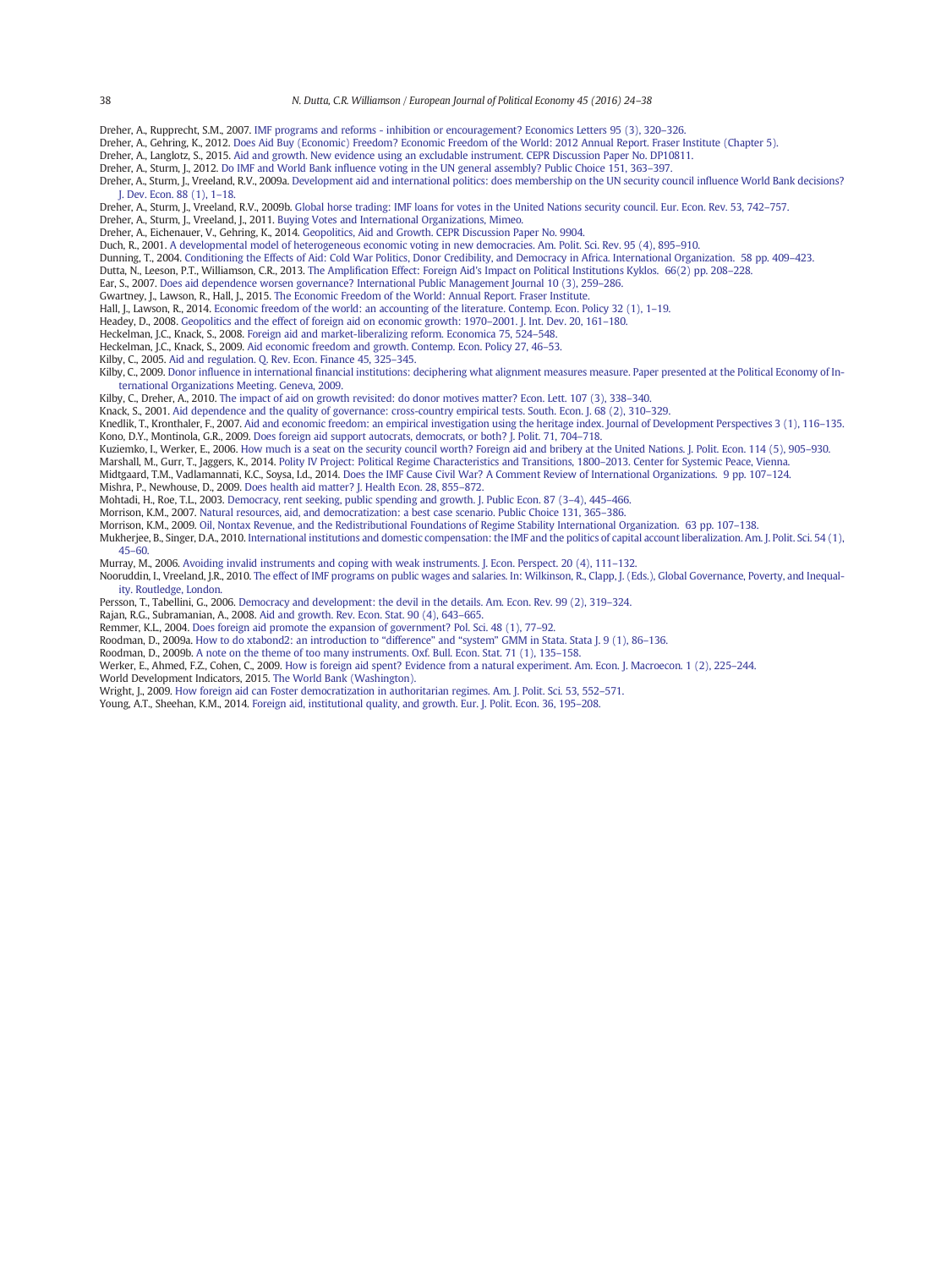Dreher, A., Rupprecht, S.M., 2007. IMF programs and reforms - inhibition or encouragement? Economics Letters 95 (3), 320–326.

Dreher, A., Gehring, K., 2012. Does Aid Buy (Economic) Freedom? Economic Freedom of the World: 2012 Annual Report. Fraser Institute (Chapter 5).

Dreher, A., Langlotz, S., 2015. Aid and growth. New evidence using an excludable instrument. CEPR Discussion Paper No. DP10811.

Dreher, A., Sturm, J., 2012. Do IMF and World Bank influence voting in the UN general assembly? Public Choice 151, 363–397.

Dreher, A., Sturm, J., Vreeland, R.V., 2009a. Development aid and international politics: does membership on the UN security council influence World Bank decisions? J. Dev. Econ. 88 (1), 1–18.

Dreher, A., Sturm, J., Vreeland, R.V., 2009b. Global horse trading: IMF loans for votes in the United Nations security council. Eur. Econ. Rev. 53, 742–757.

Dreher, A., Sturm, J., Vreeland, J., 2011. Buying Votes and International Organizations, Mimeo.

Dreher, A., Eichenauer, V., Gehring, K., 2014. Geopolitics, Aid and Growth. CEPR Discussion Paper No. 9904.

Duch, R., 2001. A developmental model of heterogeneous economic voting in new democracies. Am. Polit. Sci. Rev. 95 (4), 895–910.

Dunning, T., 2004. Conditioning the Effects of Aid: Cold War Politics, Donor Credibility, and Democracy in Africa. International Organization. 58 pp. 409–423.

Dutta, N., Leeson, P.T., Williamson, C.R., 2013. The Amplification Effect: Foreign Aid's Impact on Political Institutions Kyklos. 66(2) pp. 208–228.

Ear, S., 2007. Does aid dependence worsen governance? International Public Management Journal 10 (3), 259–286.

Gwartney, J., Lawson, R., Hall, J., 2015. The Economic Freedom of the World: Annual Report. Fraser Institute.

Hall, J., Lawson, R., 2014. Economic freedom of the world: an accounting of the literature. Contemp. Econ. Policy 32 (1), 1–19.

Headey, D., 2008. Geopolitics and the effect of foreign aid on economic growth: 1970–2001. J. Int. Dev. 20, 161–180.

Heckelman, J.C., Knack, S., 2008. Foreign aid and market-liberalizing reform. Economica 75, 524–548.

Heckelman, J.C., Knack, S., 2009. Aid economic freedom and growth. Contemp. Econ. Policy 27, 46–53.

Kilby, C., 2005. Aid and regulation. Q. Rev. Econ. Finance 45, 325–345.

Kilby, C., 2009. Donor influence in international financial institutions: deciphering what alignment measures measure. Paper presented at the Political Economy of International Organizations Meeting. Geneva, 2009.

Kilby, C., Dreher, A., 2010. The impact of aid on growth revisited: do donor motives matter? Econ. Lett. 107 (3), 338–340.

Knack, S., 2001. Aid dependence and the quality of governance: cross-country empirical tests. South. Econ. J. 68 (2), 310–329.

Knedlik, T., Kronthaler, F., 2007. Aid and economic freedom: an empirical investigation using the heritage index. Journal of Development Perspectives 3 (1), 116–135.

Kono, D.Y., Montinola, G.R., 2009. Does foreign aid support autocrats, democrats, or both? J. Polit. 71, 704–718.

Kuziemko, I., Werker, E., 2006. How much is a seat on the security council worth? Foreign aid and bribery at the United Nations. J. Polit. Econ. 114 (5), 905–930.

Marshall, M., Gurr, T., Jaggers, K., 2014. Polity IV Project: Political Regime Characteristics and Transitions, 1800–2013. Center for Systemic Peace, Vienna.

Midtgaard, T.M., Vadlamannati, K.C., Soysa, I.d., 2014. Does the IMF Cause Civil War? A Comment Review of International Organizations. 9 pp. 107–124.

Mishra, P., Newhouse, D., 2009. Does health aid matter? J. Health Econ. 28, 855–872.

Mohtadi, H., Roe, T.L., 2003. Democracy, rent seeking, public spending and growth. J. Public Econ. 87 (3–4), 445–466.

Morrison, K.M., 2007. Natural resources, aid, and democratization: a best case scenario. Public Choice 131, 365–386.

Morrison, K.M., 2009. Oil, Nontax Revenue, and the Redistributional Foundations of Regime Stability International Organization. 63 pp. 107–138.

Mukherjee, B., Singer, D.A., 2010. International institutions and domestic compensation: the IMF and the politics of capital account liberalization. Am. J. Polit. Sci. 54 (1), 45–60.

Murray, M., 2006. Avoiding invalid instruments and coping with weak instruments. J. Econ. Perspect. 20 (4), 111–132.

Nooruddin, I., Vreeland, J.R., 2010. The effect of IMF programs on public wages and salaries. In: Wilkinson, R., Clapp, J. (Eds.), Global Governance, Poverty, and Inequality. Routledge, London.

Persson, T., Tabellini, G., 2006. Democracy and development: the devil in the details. Am. Econ. Rev. 99 (2), 319–324.

Rajan, R.G., Subramanian, A., 2008. Aid and growth. Rev. Econ. Stat. 90 (4), 643–665.

Remmer, K.L., 2004. Does foreign aid promote the expansion of government? Pol. Sci. 48 (1), 77–92.

Roodman, D., 2009a. How to do xtabond2: an introduction to "difference" and "system" GMM in Stata. Stata J. 9 (1), 86–136.

Roodman, D., 2009b. A note on the theme of too many instruments. Oxf. Bull. Econ. Stat. 71 (1), 135–158.

Werker, E., Ahmed, F.Z., Cohen, C., 2009. How is foreign aid spent? Evidence from a natural experiment. Am. Econ. J. Macroecon. 1 (2), 225–244.

World Development Indicators, 2015. The World Bank (Washington).

Wright, J., 2009. How foreign aid can Foster democratization in authoritarian regimes. Am. J. Polit. Sci. 53, 552–571.

Young, A.T., Sheehan, K.M., 2014. Foreign aid, institutional quality, and growth. Eur. J. Polit. Econ. 36, 195–208.